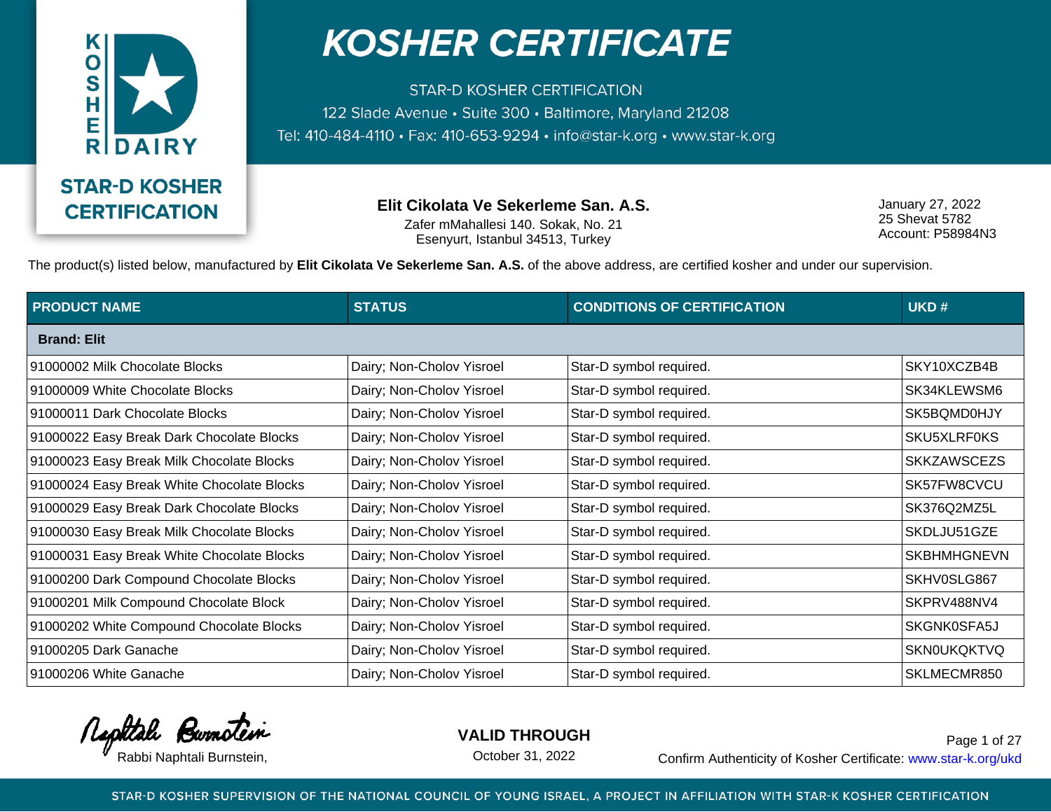# KOSHER CERTIFICATE

STAR-D KOSHER CERTIFICATION
122 Slade Avenue • Suite 300 • Baltimore, Maryland 21208
Tel: 410-484-4110 • Fax: 410-653-9294 • info@star-k.org • www.star-k.org

STAR-D KOSHER CERTIFICATION

**Elit Cikolata Ve Sekerleme San. A.S.**
Zafer mMahallesi 140. Sokak, No. 21
Esenyurt, Istanbul 34513, Turkey

January 27, 2022
25 Shevat 5782
Account: P58984N3

The product(s) listed below, manufactured by **Elit Cikolata Ve Sekerleme San. A.S.** of the above address, are certified kosher and under our supervision.

| PRODUCT NAME | STATUS | CONDITIONS OF CERTIFICATION | UKD # |
|---|---|---|---|
| **Brand: Elit** | | | |
| 91000002 Milk Chocolate Blocks | Dairy; Non-Cholov Yisroel | Star-D symbol required. | SKY10XCZB4B |
| 91000009 White Chocolate Blocks | Dairy; Non-Cholov Yisroel | Star-D symbol required. | SK34KLEWSM6 |
| 91000011 Dark Chocolate Blocks | Dairy; Non-Cholov Yisroel | Star-D symbol required. | SK5BQMD0HJY |
| 91000022 Easy Break Dark Chocolate Blocks | Dairy; Non-Cholov Yisroel | Star-D symbol required. | SKU5XLRF0KS |
| 91000023 Easy Break Milk Chocolate Blocks | Dairy; Non-Cholov Yisroel | Star-D symbol required. | SKKZAWSCEZS |
| 91000024 Easy Break White Chocolate Blocks | Dairy; Non-Cholov Yisroel | Star-D symbol required. | SK57FW8CVCU |
| 91000029 Easy Break Dark Chocolate Blocks | Dairy; Non-Cholov Yisroel | Star-D symbol required. | SK376Q2MZ5L |
| 91000030 Easy Break Milk Chocolate Blocks | Dairy; Non-Cholov Yisroel | Star-D symbol required. | SKDLJU51GZE |
| 91000031 Easy Break White Chocolate Blocks | Dairy; Non-Cholov Yisroel | Star-D symbol required. | SKBHMHGNEVN |
| 91000200 Dark Compound Chocolate Blocks | Dairy; Non-Cholov Yisroel | Star-D symbol required. | SKHV0SLG867 |
| 91000201 Milk Compound Chocolate Block | Dairy; Non-Cholov Yisroel | Star-D symbol required. | SKPRV488NV4 |
| 91000202 White Compound Chocolate Blocks | Dairy; Non-Cholov Yisroel | Star-D symbol required. | SKGNK0SFA5J |
| 91000205 Dark Ganache | Dairy; Non-Cholov Yisroel | Star-D symbol required. | SKN0UKQKTVQ |
| 91000206 White Ganache | Dairy; Non-Cholov Yisroel | Star-D symbol required. | SKLMECMR850 |

Rabbi Naphtali Burnstein,

**VALID THROUGH**
October 31, 2022

Confirm Authenticity of Kosher Certificate: www.star-k.org/ukd

STAR-D KOSHER SUPERVISION OF THE NATIONAL COUNCIL OF YOUNG ISRAEL, A PROJECT IN AFFILIATION WITH STAR-K KOSHER CERTIFICATION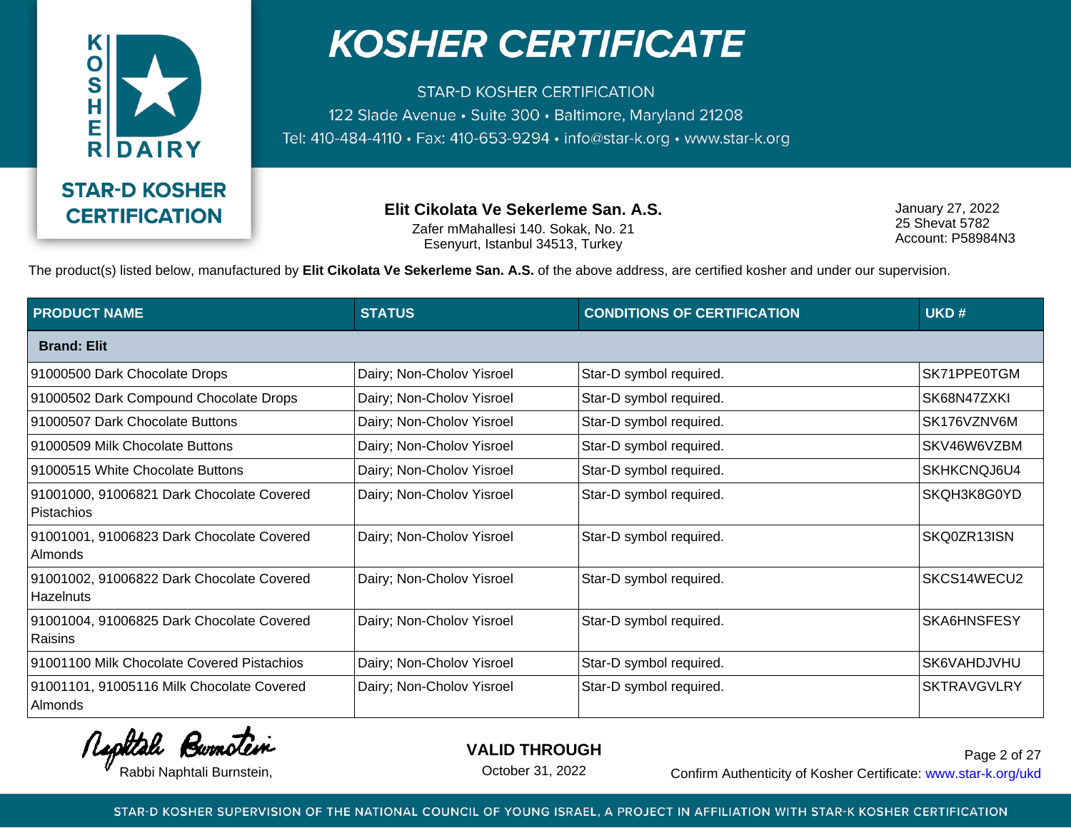# KOSHER CERTIFICATE

STAR-D KOSHER CERTIFICATION
122 Slade Avenue • Suite 300 • Baltimore, Maryland 21208
Tel: 410-484-4110 • Fax: 410-653-9294 • info@star-k.org • www.star-k.org

STAR-D KOSHER CERTIFICATION

**Elit Cikolata Ve Sekerleme San. A.S.**
Zafer mMahallesi 140. Sokak, No. 21
Esenyurt, Istanbul 34513, Turkey

January 27, 2022
25 Shevat 5782
Account: P58984N3

The product(s) listed below, manufactured by **Elit Cikolata Ve Sekerleme San. A.S.** of the above address, are certified kosher and under our supervision.

| PRODUCT NAME | STATUS | CONDITIONS OF CERTIFICATION | UKD # |
|---|---|---|---|
| **Brand: Elit** | | | |
| 91000500 Dark Chocolate Drops | Dairy; Non-Cholov Yisroel | Star-D symbol required. | SK71PPE0TGM |
| 91000502 Dark Compound Chocolate Drops | Dairy; Non-Cholov Yisroel | Star-D symbol required. | SK68N47ZXKI |
| 91000507 Dark Chocolate Buttons | Dairy; Non-Cholov Yisroel | Star-D symbol required. | SK176VZNV6M |
| 91000509 Milk Chocolate Buttons | Dairy; Non-Cholov Yisroel | Star-D symbol required. | SKV46W6VZBM |
| 91000515 White Chocolate Buttons | Dairy; Non-Cholov Yisroel | Star-D symbol required. | SKHKCNQJ6U4 |
| 91001000, 91006821 Dark Chocolate Covered Pistachios | Dairy; Non-Cholov Yisroel | Star-D symbol required. | SKQH3K8G0YD |
| 91001001, 91006823 Dark Chocolate Covered Almonds | Dairy; Non-Cholov Yisroel | Star-D symbol required. | SKQ0ZR13ISN |
| 91001002, 91006822 Dark Chocolate Covered Hazelnuts | Dairy; Non-Cholov Yisroel | Star-D symbol required. | SKCS14WECU2 |
| 91001004, 91006825 Dark Chocolate Covered Raisins | Dairy; Non-Cholov Yisroel | Star-D symbol required. | SKA6HNSFESY |
| 91001100 Milk Chocolate Covered Pistachios | Dairy; Non-Cholov Yisroel | Star-D symbol required. | SK6VAHDJVHU |
| 91001101, 91005116 Milk Chocolate Covered Almonds | Dairy; Non-Cholov Yisroel | Star-D symbol required. | SKTRAVGVLRY |

Rabbi Naphtali Burnstein,

**VALID THROUGH**
October 31, 2022

Confirm Authenticity of Kosher Certificate: www.star-k.org/ukd

STAR-D KOSHER SUPERVISION OF THE NATIONAL COUNCIL OF YOUNG ISRAEL, A PROJECT IN AFFILIATION WITH STAR-K KOSHER CERTIFICATION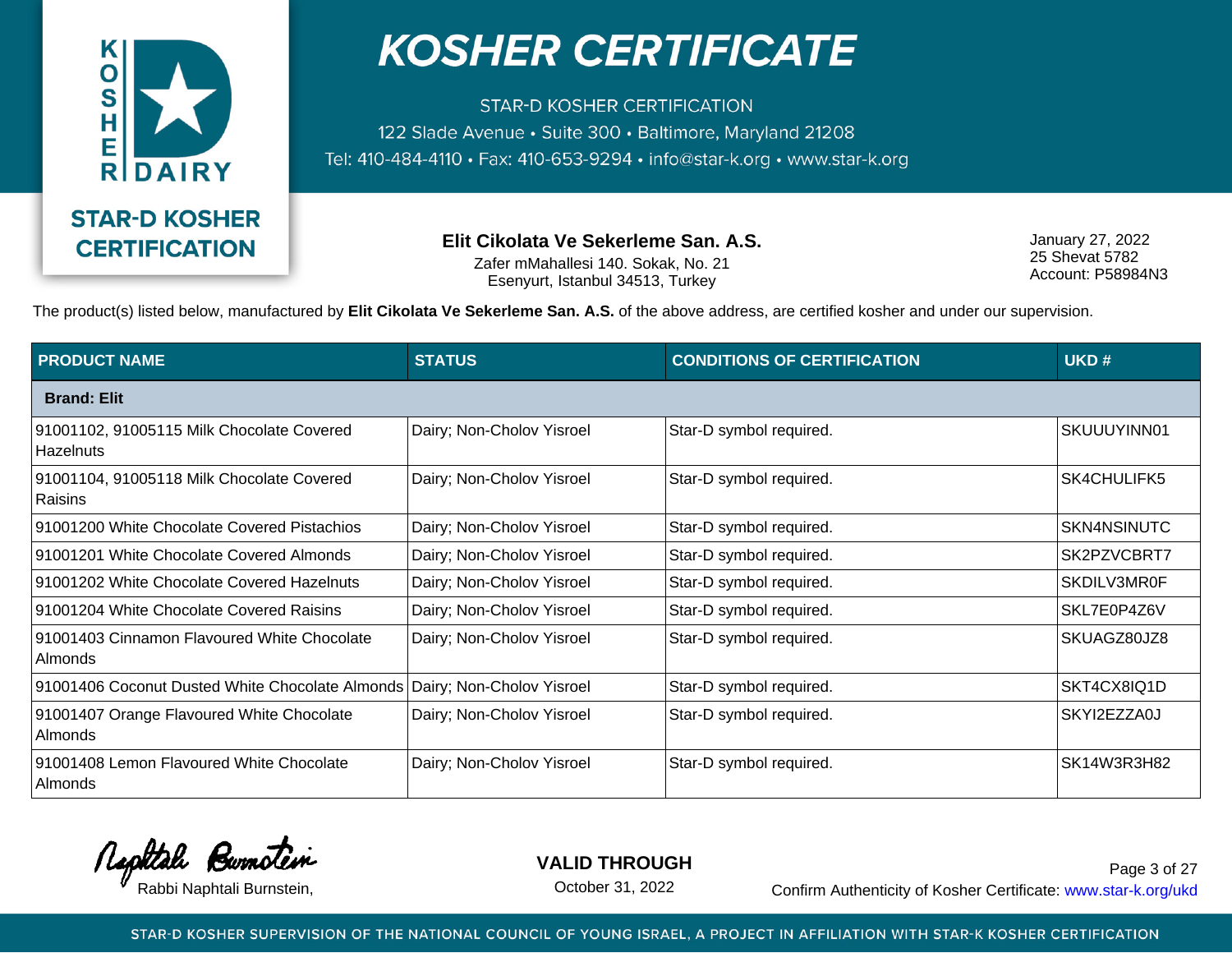# KOSHER CERTIFICATE

STAR-D KOSHER CERTIFICATION
122 Slade Avenue • Suite 300 • Baltimore, Maryland 21208
Tel: 410-484-4110 • Fax: 410-653-9294 • info@star-k.org • www.star-k.org

KOSHER DAIRY

STAR-D KOSHER CERTIFICATION

**Elit Cikolata Ve Sekerleme San. A.S.**
Zafer mMahallesi 140. Sokak, No. 21
Esenyurt, Istanbul 34513, Turkey

January 27, 2022
25 Shevat 5782
Account: P58984N3

The product(s) listed below, manufactured by **Elit Cikolata Ve Sekerleme San. A.S.** of the above address, are certified kosher and under our supervision.

| PRODUCT NAME | STATUS | CONDITIONS OF CERTIFICATION | UKD # |
|---|---|---|---|
| **Brand: Elit** | | | |
| 91001102, 91005115 Milk Chocolate Covered Hazelnuts | Dairy; Non-Cholov Yisroel | Star-D symbol required. | SKUUUYINN01 |
| 91001104, 91005118 Milk Chocolate Covered Raisins | Dairy; Non-Cholov Yisroel | Star-D symbol required. | SK4CHULIFK5 |
| 91001200 White Chocolate Covered Pistachios | Dairy; Non-Cholov Yisroel | Star-D symbol required. | SKN4NSINUTC |
| 91001201 White Chocolate Covered Almonds | Dairy; Non-Cholov Yisroel | Star-D symbol required. | SK2PZVCBRT7 |
| 91001202 White Chocolate Covered Hazelnuts | Dairy; Non-Cholov Yisroel | Star-D symbol required. | SKDILV3MR0F |
| 91001204 White Chocolate Covered Raisins | Dairy; Non-Cholov Yisroel | Star-D symbol required. | SKL7E0P4Z6V |
| 91001403 Cinnamon Flavoured White Chocolate Almonds | Dairy; Non-Cholov Yisroel | Star-D symbol required. | SKUAGZ80JZ8 |
| 91001406 Coconut Dusted White Chocolate Almonds | Dairy; Non-Cholov Yisroel | Star-D symbol required. | SKT4CX8IQ1D |
| 91001407 Orange Flavoured White Chocolate Almonds | Dairy; Non-Cholov Yisroel | Star-D symbol required. | SKYI2EZZA0J |
| 91001408 Lemon Flavoured White Chocolate Almonds | Dairy; Non-Cholov Yisroel | Star-D symbol required. | SK14W3R3H82 |

Naphtali Burnstein
Rabbi Naphtali Burnstein,

**VALID THROUGH**
October 31, 2022

Confirm Authenticity of Kosher Certificate: www.star-k.org/ukd

STAR-D KOSHER SUPERVISION OF THE NATIONAL COUNCIL OF YOUNG ISRAEL, A PROJECT IN AFFILIATION WITH STAR-K KOSHER CERTIFICATION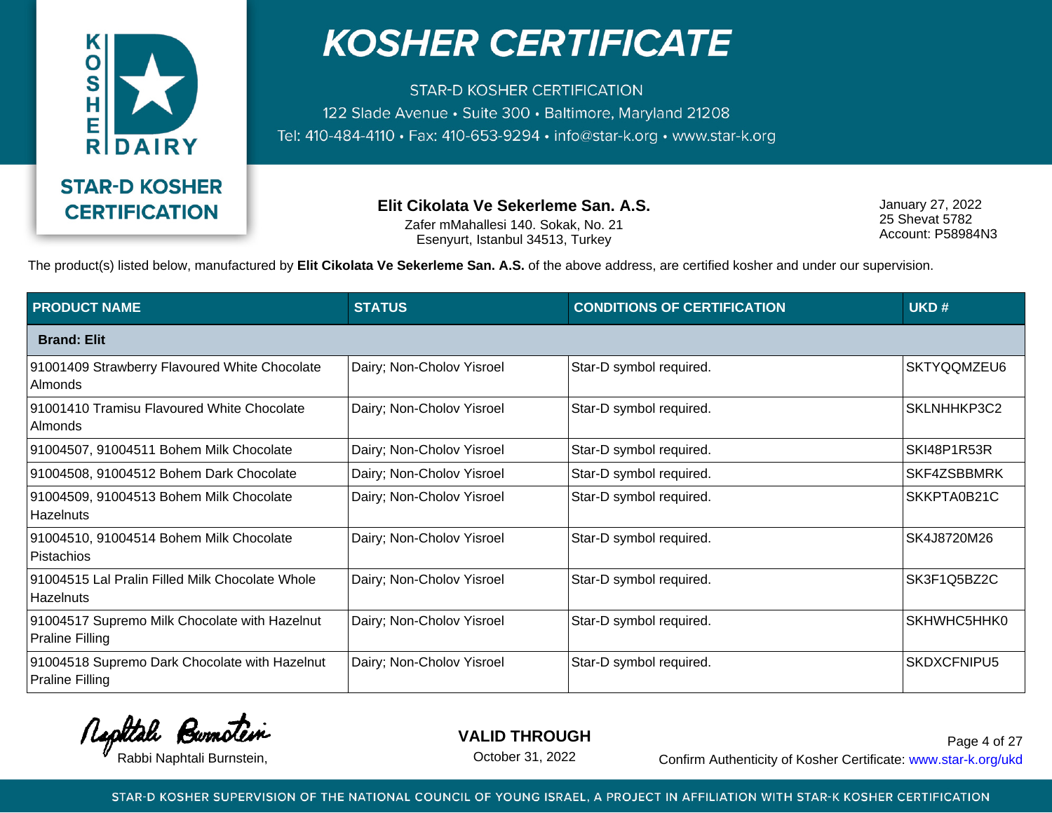# KOSHER CERTIFICATE

STAR-D KOSHER CERTIFICATION
122 Slade Avenue • Suite 300 • Baltimore, Maryland 21208
Tel: 410-484-4110 • Fax: 410-653-9294 • info@star-k.org • www.star-k.org

KOSHER DAIRY

STAR-D KOSHER CERTIFICATION

**Elit Cikolata Ve Sekerleme San. A.S.**
Zafer mMahallesi 140. Sokak, No. 21
Esenyurt, Istanbul 34513, Turkey

January 27, 2022
25 Shevat 5782
Account: P58984N3

The product(s) listed below, manufactured by **Elit Cikolata Ve Sekerleme San. A.S.** of the above address, are certified kosher and under our supervision.

| PRODUCT NAME | STATUS | CONDITIONS OF CERTIFICATION | UKD # |
|---|---|---|---|
| **Brand: Elit** | | | |
| 91001409 Strawberry Flavoured White Chocolate Almonds | Dairy; Non-Cholov Yisroel | Star-D symbol required. | SKTYQQMZEU6 |
| 91001410 Tramisu Flavoured White Chocolate Almonds | Dairy; Non-Cholov Yisroel | Star-D symbol required. | SKLNHHKP3C2 |
| 91004507, 91004511 Bohem Milk Chocolate | Dairy; Non-Cholov Yisroel | Star-D symbol required. | SKI48P1R53R |
| 91004508, 91004512 Bohem Dark Chocolate | Dairy; Non-Cholov Yisroel | Star-D symbol required. | SKF4ZSBBMRK |
| 91004509, 91004513 Bohem Milk Chocolate Hazelnuts | Dairy; Non-Cholov Yisroel | Star-D symbol required. | SKKPTA0B21C |
| 91004510, 91004514 Bohem Milk Chocolate Pistachios | Dairy; Non-Cholov Yisroel | Star-D symbol required. | SK4J8720M26 |
| 91004515 Lal Pralin Filled Milk Chocolate Whole Hazelnuts | Dairy; Non-Cholov Yisroel | Star-D symbol required. | SK3F1Q5BZ2C |
| 91004517 Supremo Milk Chocolate with Hazelnut Praline Filling | Dairy; Non-Cholov Yisroel | Star-D symbol required. | SKHWHC5HHK0 |
| 91004518 Supremo Dark Chocolate with Hazelnut Praline Filling | Dairy; Non-Cholov Yisroel | Star-D symbol required. | SKDXCFNIPU5 |

Naphtali Burnstein
Rabbi Naphtali Burnstein,

**VALID THROUGH**
October 31, 2022

Confirm Authenticity of Kosher Certificate: www.star-k.org/ukd

STAR-D KOSHER SUPERVISION OF THE NATIONAL COUNCIL OF YOUNG ISRAEL, A PROJECT IN AFFILIATION WITH STAR-K KOSHER CERTIFICATION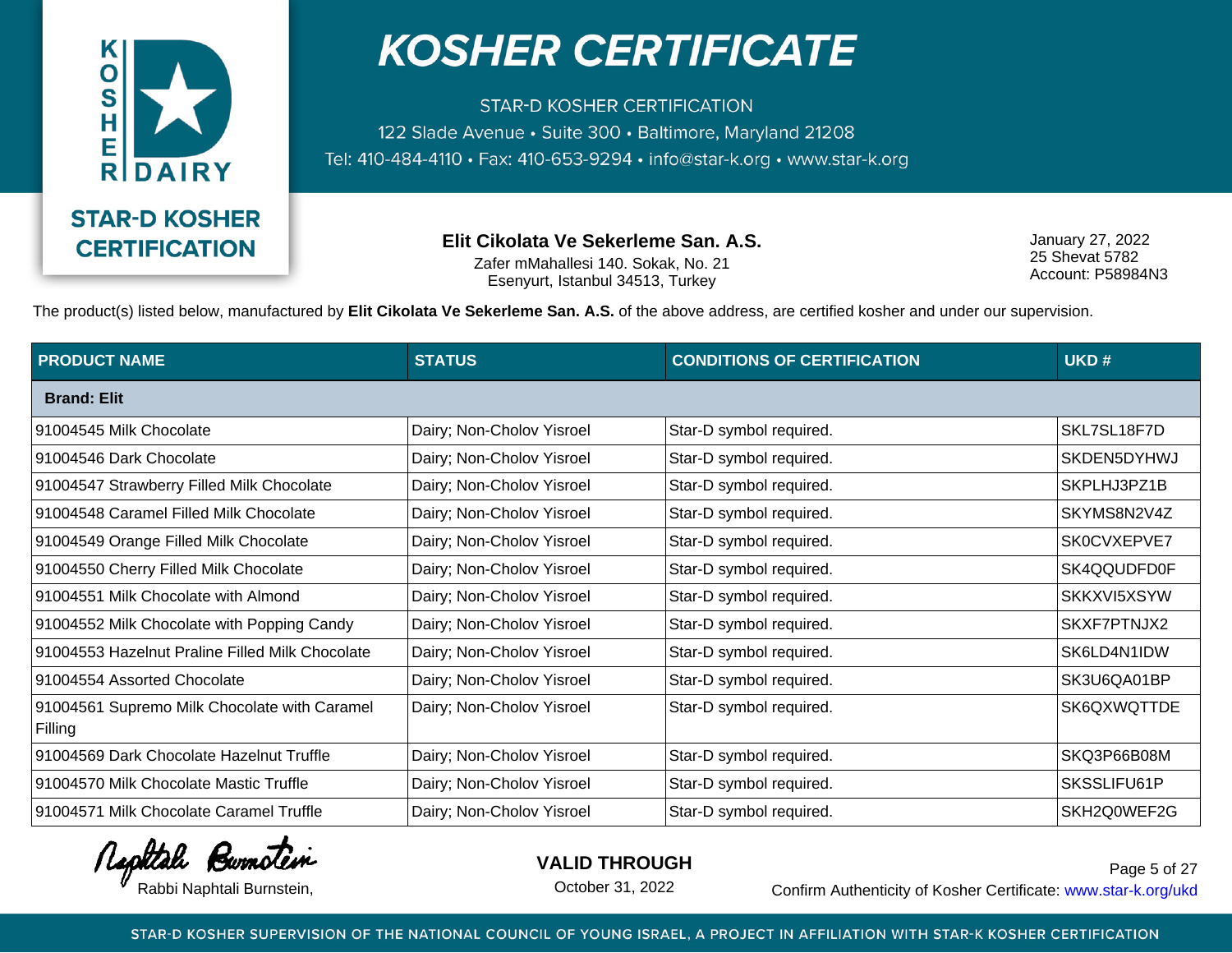# KOSHER CERTIFICATE

STAR-D KOSHER CERTIFICATION
122 Slade Avenue • Suite 300 • Baltimore, Maryland 21208
Tel: 410-484-4110 • Fax: 410-653-9294 • info@star-k.org • www.star-k.org

STAR-D KOSHER CERTIFICATION

**Elit Cikolata Ve Sekerleme San. A.S.**
Zafer mMahallesi 140. Sokak, No. 21
Esenyurt, Istanbul 34513, Turkey

January 27, 2022
25 Shevat 5782
Account: P58984N3

The product(s) listed below, manufactured by **Elit Cikolata Ve Sekerleme San. A.S.** of the above address, are certified kosher and under our supervision.

| PRODUCT NAME | STATUS | CONDITIONS OF CERTIFICATION | UKD # |
|---|---|---|---|
| **Brand: Elit** | | | |
| 91004545 Milk Chocolate | Dairy; Non-Cholov Yisroel | Star-D symbol required. | SKL7SL18F7D |
| 91004546 Dark Chocolate | Dairy; Non-Cholov Yisroel | Star-D symbol required. | SKDEN5DYHWJ |
| 91004547 Strawberry Filled Milk Chocolate | Dairy; Non-Cholov Yisroel | Star-D symbol required. | SKPLHJ3PZ1B |
| 91004548 Caramel Filled Milk Chocolate | Dairy; Non-Cholov Yisroel | Star-D symbol required. | SKYMS8N2V4Z |
| 91004549 Orange Filled Milk Chocolate | Dairy; Non-Cholov Yisroel | Star-D symbol required. | SK0CVXEPVE7 |
| 91004550 Cherry Filled Milk Chocolate | Dairy; Non-Cholov Yisroel | Star-D symbol required. | SK4QQUDFD0F |
| 91004551 Milk Chocolate with Almond | Dairy; Non-Cholov Yisroel | Star-D symbol required. | SKKXVI5XSYW |
| 91004552 Milk Chocolate with Popping Candy | Dairy; Non-Cholov Yisroel | Star-D symbol required. | SKXF7PTNJX2 |
| 91004553 Hazelnut Praline Filled Milk Chocolate | Dairy; Non-Cholov Yisroel | Star-D symbol required. | SK6LD4N1IDW |
| 91004554 Assorted Chocolate | Dairy; Non-Cholov Yisroel | Star-D symbol required. | SK3U6QA01BP |
| 91004561 Supremo Milk Chocolate with Caramel Filling | Dairy; Non-Cholov Yisroel | Star-D symbol required. | SK6QXWQTTDE |
| 91004569 Dark Chocolate Hazelnut Truffle | Dairy; Non-Cholov Yisroel | Star-D symbol required. | SKQ3P66B08M |
| 91004570 Milk Chocolate Mastic Truffle | Dairy; Non-Cholov Yisroel | Star-D symbol required. | SKSSLIFU61P |
| 91004571 Milk Chocolate Caramel Truffle | Dairy; Non-Cholov Yisroel | Star-D symbol required. | SKH2Q0WEF2G |

Rabbi Naphtali Burnstein,

**VALID THROUGH**
October 31, 2022

Confirm Authenticity of Kosher Certificate: www.star-k.org/ukd

STAR-D KOSHER SUPERVISION OF THE NATIONAL COUNCIL OF YOUNG ISRAEL, A PROJECT IN AFFILIATION WITH STAR-K KOSHER CERTIFICATION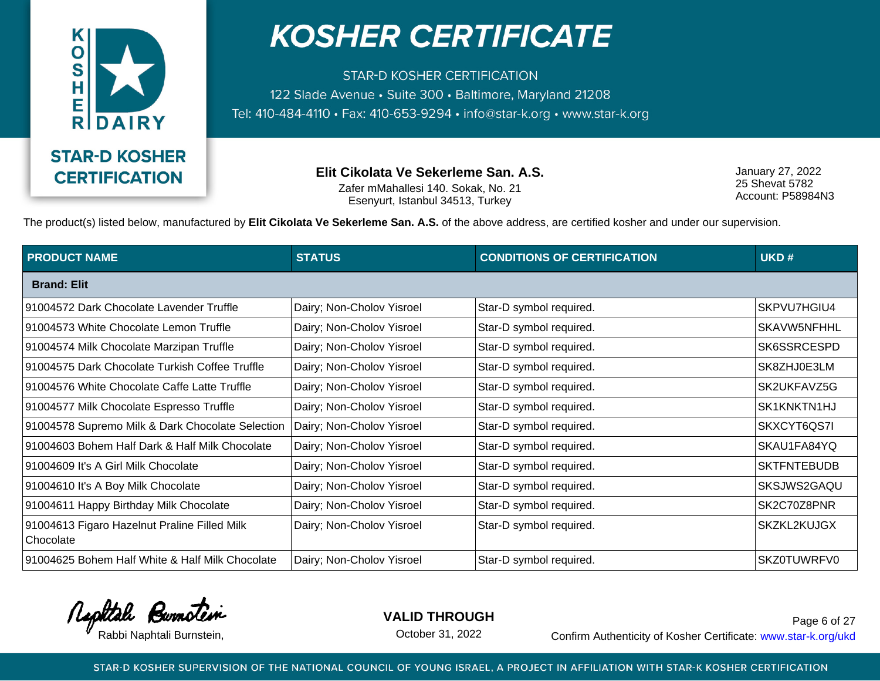# KOSHER CERTIFICATE

STAR-D KOSHER CERTIFICATION
122 Slade Avenue • Suite 300 • Baltimore, Maryland 21208
Tel: 410-484-4110 • Fax: 410-653-9294 • info@star-k.org • www.star-k.org

KOSHER DAIRY

STAR-D KOSHER CERTIFICATION

**Elit Cikolata Ve Sekerleme San. A.S.**
Zafer mMahallesi 140. Sokak, No. 21
Esenyurt, Istanbul 34513, Turkey

January 27, 2022
25 Shevat 5782
Account: P58984N3

The product(s) listed below, manufactured by **Elit Cikolata Ve Sekerleme San. A.S.** of the above address, are certified kosher and under our supervision.

| PRODUCT NAME | STATUS | CONDITIONS OF CERTIFICATION | UKD # |
|---|---|---|---|
| **Brand: Elit** | | | |
| 91004572 Dark Chocolate Lavender Truffle | Dairy; Non-Cholov Yisroel | Star-D symbol required. | SKPVU7HGIU4 |
| 91004573 White Chocolate Lemon Truffle | Dairy; Non-Cholov Yisroel | Star-D symbol required. | SKAVW5NFHHL |
| 91004574 Milk Chocolate Marzipan Truffle | Dairy; Non-Cholov Yisroel | Star-D symbol required. | SK6SSRCESPD |
| 91004575 Dark Chocolate Turkish Coffee Truffle | Dairy; Non-Cholov Yisroel | Star-D symbol required. | SK8ZHJ0E3LM |
| 91004576 White Chocolate Caffe Latte Truffle | Dairy; Non-Cholov Yisroel | Star-D symbol required. | SK2UKFAVZ5G |
| 91004577 Milk Chocolate Espresso Truffle | Dairy; Non-Cholov Yisroel | Star-D symbol required. | SK1KNKTN1HJ |
| 91004578 Supremo Milk & Dark Chocolate Selection | Dairy; Non-Cholov Yisroel | Star-D symbol required. | SKXCYT6QS7I |
| 91004603 Bohem Half Dark & Half Milk Chocolate | Dairy; Non-Cholov Yisroel | Star-D symbol required. | SKAU1FA84YQ |
| 91004609 It's A Girl Milk Chocolate | Dairy; Non-Cholov Yisroel | Star-D symbol required. | SKTFNTEBUDB |
| 91004610 It's A Boy Milk Chocolate | Dairy; Non-Cholov Yisroel | Star-D symbol required. | SKSJWS2GAQU |
| 91004611 Happy Birthday Milk Chocolate | Dairy; Non-Cholov Yisroel | Star-D symbol required. | SK2C70Z8PNR |
| 91004613 Figaro Hazelnut Praline Filled Milk Chocolate | Dairy; Non-Cholov Yisroel | Star-D symbol required. | SKZKL2KUJGX |
| 91004625 Bohem Half White & Half Milk Chocolate | Dairy; Non-Cholov Yisroel | Star-D symbol required. | SKZ0TUWRFV0 |

Rabbi Naphtali Burnstein,

**VALID THROUGH**
October 31, 2022

Confirm Authenticity of Kosher Certificate: www.star-k.org/ukd

STAR-D KOSHER SUPERVISION OF THE NATIONAL COUNCIL OF YOUNG ISRAEL, A PROJECT IN AFFILIATION WITH STAR-K KOSHER CERTIFICATION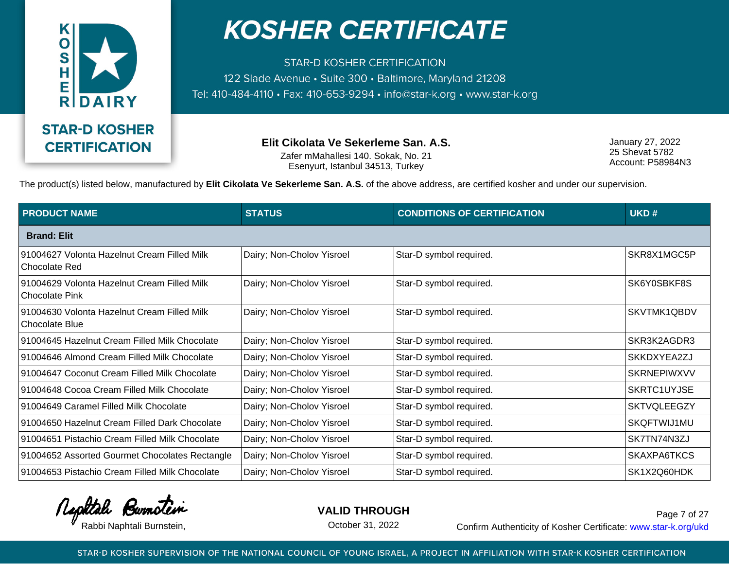# KOSHER CERTIFICATE

STAR-D KOSHER CERTIFICATION
122 Slade Avenue • Suite 300 • Baltimore, Maryland 21208
Tel: 410-484-4110 • Fax: 410-653-9294 • info@star-k.org • www.star-k.org

KOSHER DAIRY

STAR-D KOSHER CERTIFICATION

**Elit Cikolata Ve Sekerleme San. A.S.**
Zafer mMahallesi 140. Sokak, No. 21
Esenyurt, Istanbul 34513, Turkey

January 27, 2022
25 Shevat 5782
Account: P58984N3

The product(s) listed below, manufactured by **Elit Cikolata Ve Sekerleme San. A.S.** of the above address, are certified kosher and under our supervision.

| PRODUCT NAME | STATUS | CONDITIONS OF CERTIFICATION | UKD # |
|---|---|---|---|
| **Brand: Elit** | | | |
| 91004627 Volonta Hazelnut Cream Filled Milk Chocolate Red | Dairy; Non-Cholov Yisroel | Star-D symbol required. | SKR8X1MGC5P |
| 91004629 Volonta Hazelnut Cream Filled Milk Chocolate Pink | Dairy; Non-Cholov Yisroel | Star-D symbol required. | SK6Y0SBKF8S |
| 91004630 Volonta Hazelnut Cream Filled Milk Chocolate Blue | Dairy; Non-Cholov Yisroel | Star-D symbol required. | SKVTMK1QBDV |
| 91004645 Hazelnut Cream Filled Milk Chocolate | Dairy; Non-Cholov Yisroel | Star-D symbol required. | SKR3K2AGDR3 |
| 91004646 Almond Cream Filled Milk Chocolate | Dairy; Non-Cholov Yisroel | Star-D symbol required. | SKKDXYEA2ZJ |
| 91004647 Coconut Cream Filled Milk Chocolate | Dairy; Non-Cholov Yisroel | Star-D symbol required. | SKRNEPIWXVV |
| 91004648 Cocoa Cream Filled Milk Chocolate | Dairy; Non-Cholov Yisroel | Star-D symbol required. | SKRTC1UYJSE |
| 91004649 Caramel Filled Milk Chocolate | Dairy; Non-Cholov Yisroel | Star-D symbol required. | SKTVQLEEGZY |
| 91004650 Hazelnut Cream Filled Dark Chocolate | Dairy; Non-Cholov Yisroel | Star-D symbol required. | SKQFTWIJ1MU |
| 91004651 Pistachio Cream Filled Milk Chocolate | Dairy; Non-Cholov Yisroel | Star-D symbol required. | SK7TN74N3ZJ |
| 91004652 Assorted Gourmet Chocolates Rectangle | Dairy; Non-Cholov Yisroel | Star-D symbol required. | SKAXPA6TKCS |
| 91004653 Pistachio Cream Filled Milk Chocolate | Dairy; Non-Cholov Yisroel | Star-D symbol required. | SK1X2Q60HDK |

Rabbi Naphtali Burnstein,

**VALID THROUGH**
October 31, 2022

Confirm Authenticity of Kosher Certificate: www.star-k.org/ukd

STAR-D KOSHER SUPERVISION OF THE NATIONAL COUNCIL OF YOUNG ISRAEL, A PROJECT IN AFFILIATION WITH STAR-K KOSHER CERTIFICATION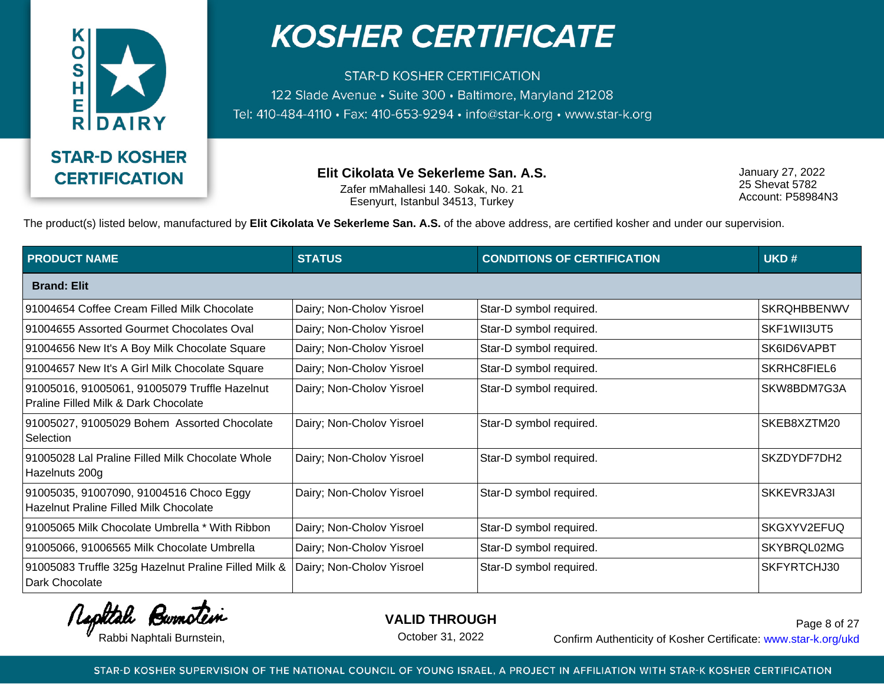# KOSHER CERTIFICATE

STAR-D KOSHER CERTIFICATION
122 Slade Avenue • Suite 300 • Baltimore, Maryland 21208
Tel: 410-484-4110 • Fax: 410-653-9294 • info@star-k.org • www.star-k.org

STAR-D KOSHER CERTIFICATION

**Elit Cikolata Ve Sekerleme San. A.S.**
Zafer mMahallesi 140. Sokak, No. 21
Esenyurt, Istanbul 34513, Turkey

January 27, 2022
25 Shevat 5782
Account: P58984N3

The product(s) listed below, manufactured by **Elit Cikolata Ve Sekerleme San. A.S.** of the above address, are certified kosher and under our supervision.

| PRODUCT NAME | STATUS | CONDITIONS OF CERTIFICATION | UKD # |
|---|---|---|---|
| **Brand: Elit** | | | |
| 91004654 Coffee Cream Filled Milk Chocolate | Dairy; Non-Cholov Yisroel | Star-D symbol required. | SKRQHBBENWV |
| 91004655 Assorted Gourmet Chocolates Oval | Dairy; Non-Cholov Yisroel | Star-D symbol required. | SKF1WII3UT5 |
| 91004656 New It's A Boy Milk Chocolate Square | Dairy; Non-Cholov Yisroel | Star-D symbol required. | SK6ID6VAPBT |
| 91004657 New It's A Girl Milk Chocolate Square | Dairy; Non-Cholov Yisroel | Star-D symbol required. | SKRHC8FIEL6 |
| 91005016, 91005061, 91005079 Truffle Hazelnut Praline Filled Milk & Dark Chocolate | Dairy; Non-Cholov Yisroel | Star-D symbol required. | SKW8BDM7G3A |
| 91005027, 91005029 Bohem Assorted Chocolate Selection | Dairy; Non-Cholov Yisroel | Star-D symbol required. | SKEB8XZTM20 |
| 91005028 Lal Praline Filled Milk Chocolate Whole Hazelnuts 200g | Dairy; Non-Cholov Yisroel | Star-D symbol required. | SKZDYDF7DH2 |
| 91005035, 91007090, 91004516 Choco Eggy Hazelnut Praline Filled Milk Chocolate | Dairy; Non-Cholov Yisroel | Star-D symbol required. | SKKEVR3JA3I |
| 91005065 Milk Chocolate Umbrella * With Ribbon | Dairy; Non-Cholov Yisroel | Star-D symbol required. | SKGXYV2EFUQ |
| 91005066, 91006565 Milk Chocolate Umbrella | Dairy; Non-Cholov Yisroel | Star-D symbol required. | SKYBRQL02MG |
| 91005083 Truffle 325g Hazelnut Praline Filled Milk & Dark Chocolate | Dairy; Non-Cholov Yisroel | Star-D symbol required. | SKFYRTCHJ30 |

Rabbi Naphtali Burnstein,

**VALID THROUGH**
October 31, 2022

Confirm Authenticity of Kosher Certificate: www.star-k.org/ukd

STAR-D KOSHER SUPERVISION OF THE NATIONAL COUNCIL OF YOUNG ISRAEL, A PROJECT IN AFFILIATION WITH STAR-K KOSHER CERTIFICATION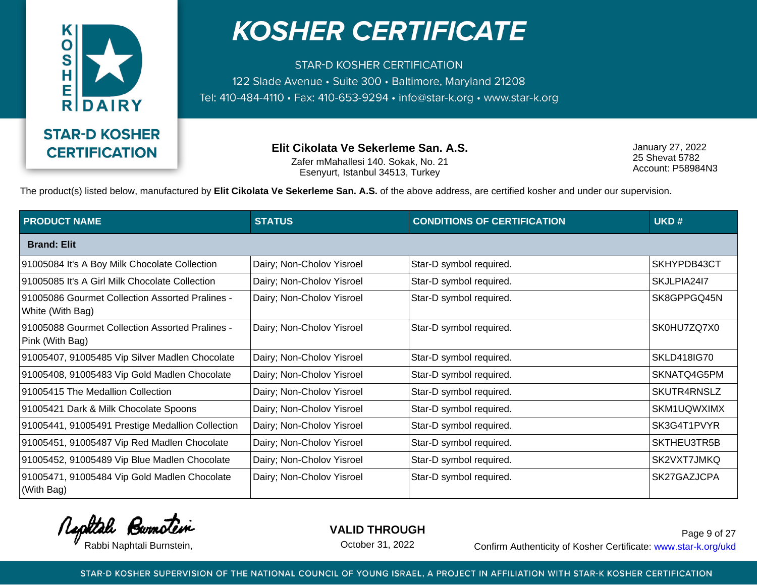# KOSHER CERTIFICATE

STAR-D KOSHER CERTIFICATION
122 Slade Avenue • Suite 300 • Baltimore, Maryland 21208
Tel: 410-484-4110 • Fax: 410-653-9294 • info@star-k.org • www.star-k.org

STAR-D KOSHER CERTIFICATION

**Elit Cikolata Ve Sekerleme San. A.S.**
Zafer mMahallesi 140. Sokak, No. 21
Esenyurt, Istanbul 34513, Turkey

January 27, 2022
25 Shevat 5782
Account: P58984N3

The product(s) listed below, manufactured by **Elit Cikolata Ve Sekerleme San. A.S.** of the above address, are certified kosher and under our supervision.

| PRODUCT NAME | STATUS | CONDITIONS OF CERTIFICATION | UKD # |
|---|---|---|---|
| **Brand: Elit** | | | |
| 91005084 It's A Boy Milk Chocolate Collection | Dairy; Non-Cholov Yisroel | Star-D symbol required. | SKHYPDB43CT |
| 91005085 It's A Girl Milk Chocolate Collection | Dairy; Non-Cholov Yisroel | Star-D symbol required. | SKJLPIA24I7 |
| 91005086 Gourmet Collection Assorted Pralines - White (With Bag) | Dairy; Non-Cholov Yisroel | Star-D symbol required. | SK8GPPGQ45N |
| 91005088 Gourmet Collection Assorted Pralines - Pink (With Bag) | Dairy; Non-Cholov Yisroel | Star-D symbol required. | SK0HU7ZQ7X0 |
| 91005407, 91005485 Vip Silver Madlen Chocolate | Dairy; Non-Cholov Yisroel | Star-D symbol required. | SKLD418IG70 |
| 91005408, 91005483 Vip Gold Madlen Chocolate | Dairy; Non-Cholov Yisroel | Star-D symbol required. | SKNATQ4G5PM |
| 91005415 The Medallion Collection | Dairy; Non-Cholov Yisroel | Star-D symbol required. | SKUTR4RNSLZ |
| 91005421 Dark & Milk Chocolate Spoons | Dairy; Non-Cholov Yisroel | Star-D symbol required. | SKM1UQWXIMX |
| 91005441, 91005491 Prestige Medallion Collection | Dairy; Non-Cholov Yisroel | Star-D symbol required. | SK3G4T1PVYR |
| 91005451, 91005487 Vip Red Madlen Chocolate | Dairy; Non-Cholov Yisroel | Star-D symbol required. | SKTHEU3TR5B |
| 91005452, 91005489 Vip Blue Madlen Chocolate | Dairy; Non-Cholov Yisroel | Star-D symbol required. | SK2VXT7JMKQ |
| 91005471, 91005484 Vip Gold Madlen Chocolate (With Bag) | Dairy; Non-Cholov Yisroel | Star-D symbol required. | SK27GAZJCPA |

Rabbi Naphtali Burnstein,

**VALID THROUGH**
October 31, 2022

Confirm Authenticity of Kosher Certificate: www.star-k.org/ukd

STAR-D KOSHER SUPERVISION OF THE NATIONAL COUNCIL OF YOUNG ISRAEL, A PROJECT IN AFFILIATION WITH STAR-K KOSHER CERTIFICATION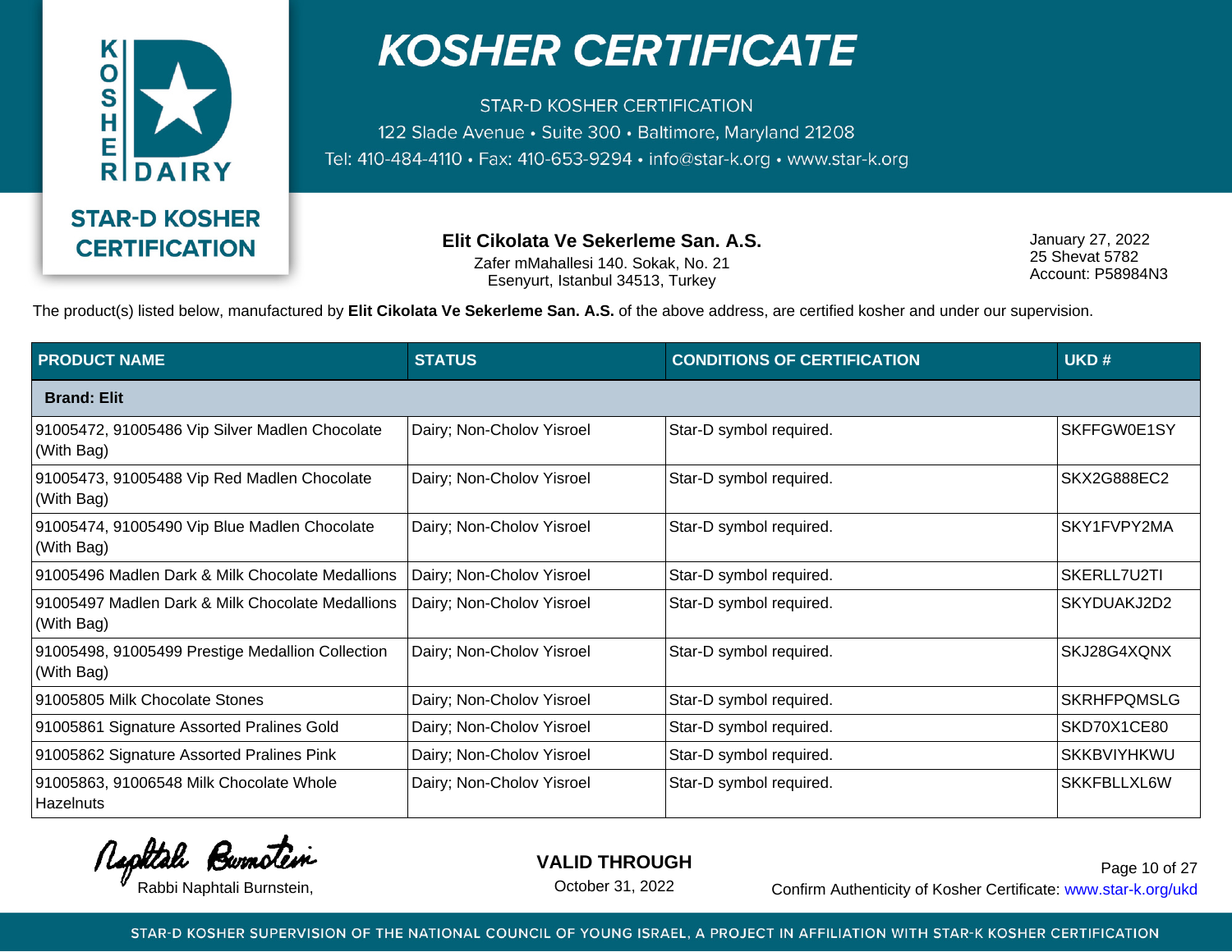# KOSHER CERTIFICATE

STAR-D KOSHER CERTIFICATION

122 Slade Avenue • Suite 300 • Baltimore, Maryland 21208

Tel: 410-484-4110 • Fax: 410-653-9294 • info@star-k.org • www.star-k.org

**STAR-D KOSHER CERTIFICATION**

**Elit Cikolata Ve Sekerleme San. A.S.**
Zafer mMahallesi 140. Sokak, No. 21
Esenyurt, Istanbul 34513, Turkey

January 27, 2022
25 Shevat 5782
Account: P58984N3

The product(s) listed below, manufactured by **Elit Cikolata Ve Sekerleme San. A.S.** of the above address, are certified kosher and under our supervision.

| PRODUCT NAME | STATUS | CONDITIONS OF CERTIFICATION | UKD # |
|---|---|---|---|
| **Brand: Elit** | | | |
| 91005472, 91005486 Vip Silver Madlen Chocolate (With Bag) | Dairy; Non-Cholov Yisroel | Star-D symbol required. | SKFFGW0E1SY |
| 91005473, 91005488 Vip Red Madlen Chocolate (With Bag) | Dairy; Non-Cholov Yisroel | Star-D symbol required. | SKX2G888EC2 |
| 91005474, 91005490 Vip Blue Madlen Chocolate (With Bag) | Dairy; Non-Cholov Yisroel | Star-D symbol required. | SKY1FVPY2MA |
| 91005496 Madlen Dark & Milk Chocolate Medallions | Dairy; Non-Cholov Yisroel | Star-D symbol required. | SKERLL7U2TI |
| 91005497 Madlen Dark & Milk Chocolate Medallions (With Bag) | Dairy; Non-Cholov Yisroel | Star-D symbol required. | SKYDUAKJ2D2 |
| 91005498, 91005499 Prestige Medallion Collection (With Bag) | Dairy; Non-Cholov Yisroel | Star-D symbol required. | SKJ28G4XQNX |
| 91005805 Milk Chocolate Stones | Dairy; Non-Cholov Yisroel | Star-D symbol required. | SKRHFPQMSLG |
| 91005861 Signature Assorted Pralines Gold | Dairy; Non-Cholov Yisroel | Star-D symbol required. | SKD70X1CE80 |
| 91005862 Signature Assorted Pralines Pink | Dairy; Non-Cholov Yisroel | Star-D symbol required. | SKKBVIYHKWU |
| 91005863, 91006548 Milk Chocolate Whole Hazelnuts | Dairy; Non-Cholov Yisroel | Star-D symbol required. | SKKFBLLXL6W |

Rabbi Naphtali Burnstein,

**VALID THROUGH**
October 31, 2022

Confirm Authenticity of Kosher Certificate: www.star-k.org/ukd

STAR-D KOSHER SUPERVISION OF THE NATIONAL COUNCIL OF YOUNG ISRAEL, A PROJECT IN AFFILIATION WITH STAR-K KOSHER CERTIFICATION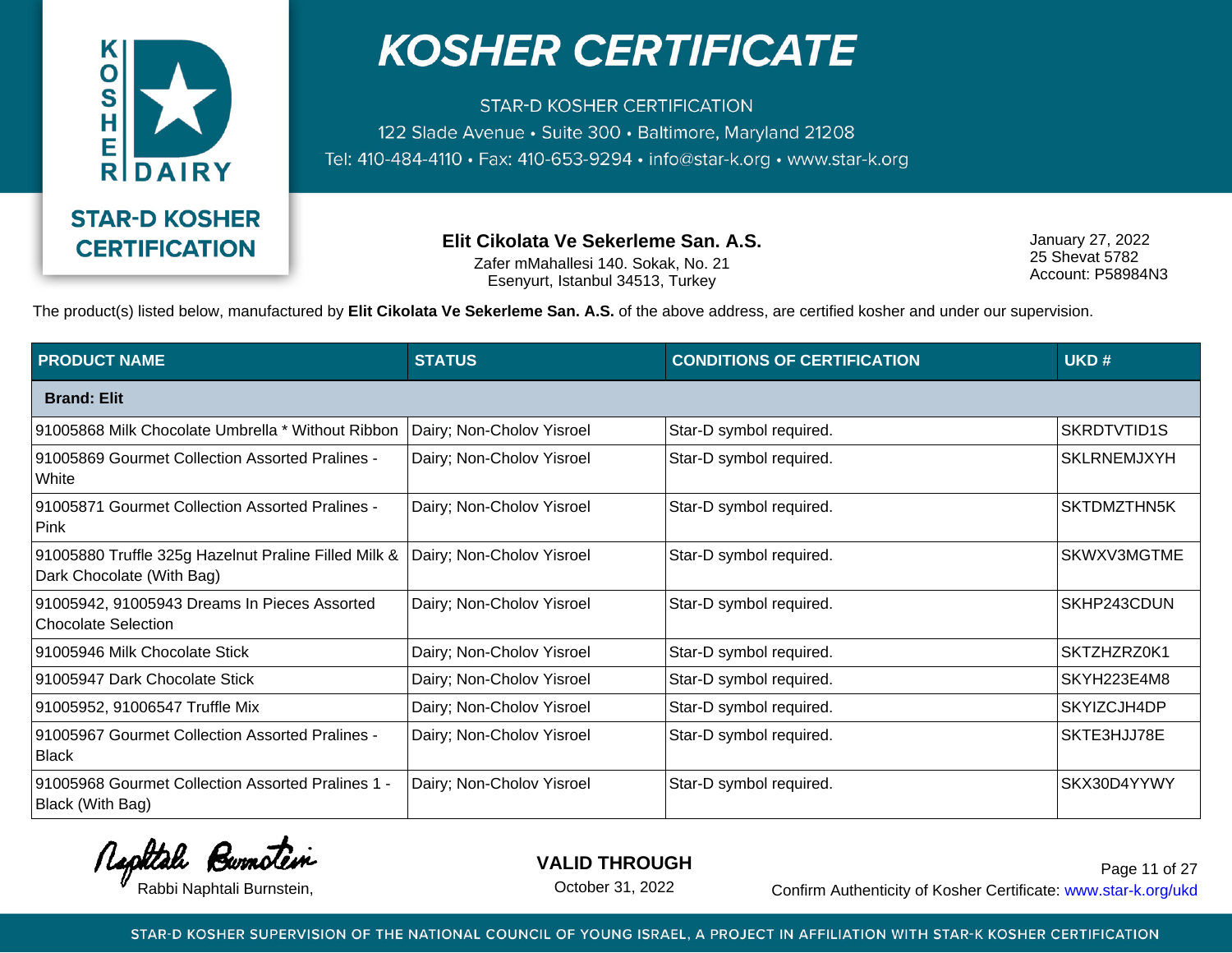# KOSHER CERTIFICATE

STAR-D KOSHER CERTIFICATION
122 Slade Avenue • Suite 300 • Baltimore, Maryland 21208
Tel: 410-484-4110 • Fax: 410-653-9294 • info@star-k.org • www.star-k.org

STAR-D KOSHER CERTIFICATION

**Elit Cikolata Ve Sekerleme San. A.S.**
Zafer mMahallesi 140. Sokak, No. 21
Esenyurt, Istanbul 34513, Turkey

January 27, 2022
25 Shevat 5782
Account: P58984N3

The product(s) listed below, manufactured by **Elit Cikolata Ve Sekerleme San. A.S.** of the above address, are certified kosher and under our supervision.

| PRODUCT NAME | STATUS | CONDITIONS OF CERTIFICATION | UKD # |
|---|---|---|---|
| **Brand: Elit** | | | |
| 91005868 Milk Chocolate Umbrella * Without Ribbon | Dairy; Non-Cholov Yisroel | Star-D symbol required. | SKRDTVTID1S |
| 91005869 Gourmet Collection Assorted Pralines - White | Dairy; Non-Cholov Yisroel | Star-D symbol required. | SKLRNEMJXYH |
| 91005871 Gourmet Collection Assorted Pralines - Pink | Dairy; Non-Cholov Yisroel | Star-D symbol required. | SKTDMZTHN5K |
| 91005880 Truffle 325g Hazelnut Praline Filled Milk & Dark Chocolate (With Bag) | Dairy; Non-Cholov Yisroel | Star-D symbol required. | SKWXV3MGTME |
| 91005942, 91005943 Dreams In Pieces Assorted Chocolate Selection | Dairy; Non-Cholov Yisroel | Star-D symbol required. | SKHP243CDUN |
| 91005946 Milk Chocolate Stick | Dairy; Non-Cholov Yisroel | Star-D symbol required. | SKTZHZRZ0K1 |
| 91005947 Dark Chocolate Stick | Dairy; Non-Cholov Yisroel | Star-D symbol required. | SKYH223E4M8 |
| 91005952, 91006547 Truffle Mix | Dairy; Non-Cholov Yisroel | Star-D symbol required. | SKYIZCJH4DP |
| 91005967 Gourmet Collection Assorted Pralines - Black | Dairy; Non-Cholov Yisroel | Star-D symbol required. | SKTE3HJJ78E |
| 91005968 Gourmet Collection Assorted Pralines 1 - Black (With Bag) | Dairy; Non-Cholov Yisroel | Star-D symbol required. | SKX30D4YYWY |

Rabbi Naphtali Burnstein,

**VALID THROUGH**
October 31, 2022

Confirm Authenticity of Kosher Certificate: www.star-k.org/ukd

STAR-D KOSHER SUPERVISION OF THE NATIONAL COUNCIL OF YOUNG ISRAEL, A PROJECT IN AFFILIATION WITH STAR-K KOSHER CERTIFICATION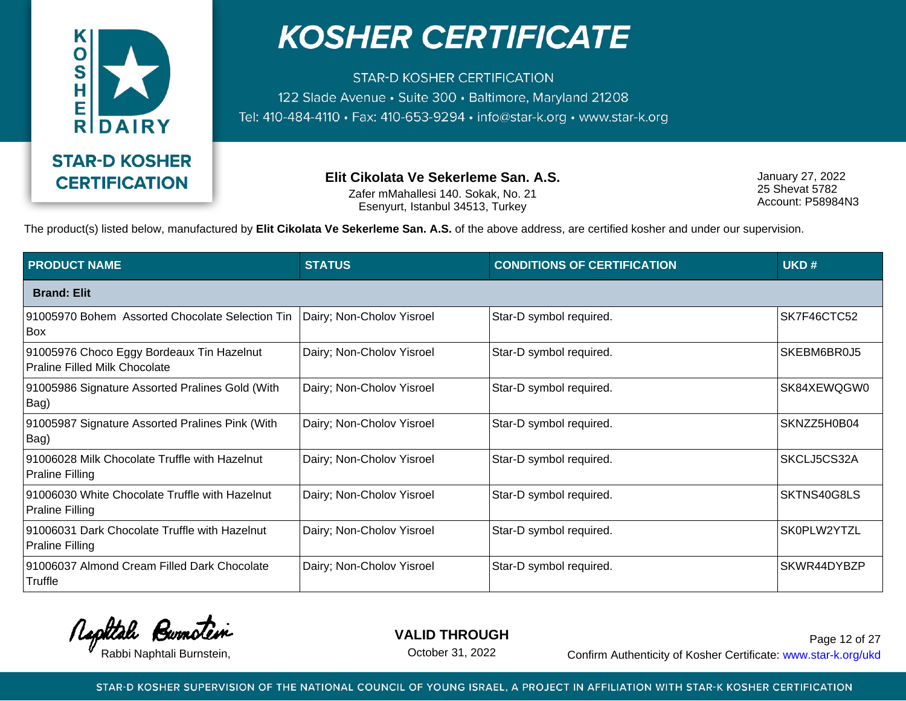# KOSHER CERTIFICATE

STAR-D KOSHER CERTIFICATION
122 Slade Avenue • Suite 300 • Baltimore, Maryland 21208
Tel: 410-484-4110 • Fax: 410-653-9294 • info@star-k.org • www.star-k.org

**STAR-D KOSHER CERTIFICATION**

**Elit Cikolata Ve Sekerleme San. A.S.**
Zafer mMahallesi 140. Sokak, No. 21
Esenyurt, Istanbul 34513, Turkey

January 27, 2022
25 Shevat 5782
Account: P58984N3

The product(s) listed below, manufactured by **Elit Cikolata Ve Sekerleme San. A.S.** of the above address, are certified kosher and under our supervision.

| PRODUCT NAME | STATUS | CONDITIONS OF CERTIFICATION | UKD # |
|---|---|---|---|
| **Brand: Elit** | | | |
| 91005970 Bohem Assorted Chocolate Selection Tin Box | Dairy; Non-Cholov Yisroel | Star-D symbol required. | SK7F46CTC52 |
| 91005976 Choco Eggy Bordeaux Tin Hazelnut Praline Filled Milk Chocolate | Dairy; Non-Cholov Yisroel | Star-D symbol required. | SKEBM6BR0J5 |
| 91005986 Signature Assorted Pralines Gold (With Bag) | Dairy; Non-Cholov Yisroel | Star-D symbol required. | SK84XEWQGW0 |
| 91005987 Signature Assorted Pralines Pink (With Bag) | Dairy; Non-Cholov Yisroel | Star-D symbol required. | SKNZZ5H0B04 |
| 91006028 Milk Chocolate Truffle with Hazelnut Praline Filling | Dairy; Non-Cholov Yisroel | Star-D symbol required. | SKCLJ5CS32A |
| 91006030 White Chocolate Truffle with Hazelnut Praline Filling | Dairy; Non-Cholov Yisroel | Star-D symbol required. | SKTNS40G8LS |
| 91006031 Dark Chocolate Truffle with Hazelnut Praline Filling | Dairy; Non-Cholov Yisroel | Star-D symbol required. | SK0PLW2YTZL |
| 91006037 Almond Cream Filled Dark Chocolate Truffle | Dairy; Non-Cholov Yisroel | Star-D symbol required. | SKWR44DYBZP |

Rabbi Naphtali Burnstein,

**VALID THROUGH**
October 31, 2022

Confirm Authenticity of Kosher Certificate: www.star-k.org/ukd

STAR-D KOSHER SUPERVISION OF THE NATIONAL COUNCIL OF YOUNG ISRAEL, A PROJECT IN AFFILIATION WITH STAR-K KOSHER CERTIFICATION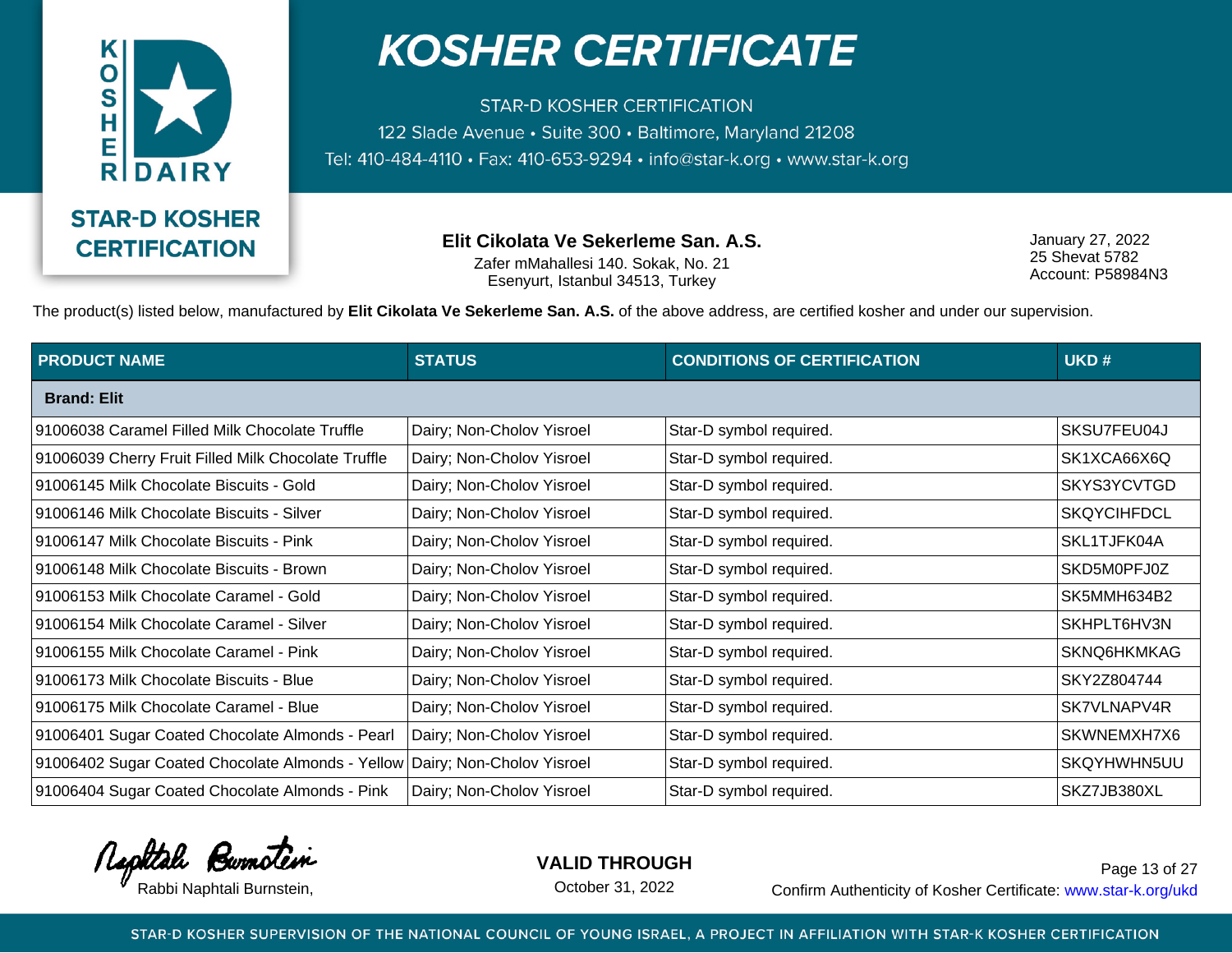# KOSHER CERTIFICATE

STAR-D KOSHER CERTIFICATION
122 Slade Avenue • Suite 300 • Baltimore, Maryland 21208
Tel: 410-484-4110 • Fax: 410-653-9294 • info@star-k.org • www.star-k.org

STAR-D KOSHER CERTIFICATION

**Elit Cikolata Ve Sekerleme San. A.S.**
Zafer mMahallesi 140. Sokak, No. 21
Esenyurt, Istanbul 34513, Turkey

January 27, 2022
25 Shevat 5782
Account: P58984N3

The product(s) listed below, manufactured by **Elit Cikolata Ve Sekerleme San. A.S.** of the above address, are certified kosher and under our supervision.

| PRODUCT NAME | STATUS | CONDITIONS OF CERTIFICATION | UKD # |
|---|---|---|---|
| **Brand: Elit** | | | |
| 91006038 Caramel Filled Milk Chocolate Truffle | Dairy; Non-Cholov Yisroel | Star-D symbol required. | SKSU7FEU04J |
| 91006039 Cherry Fruit Filled Milk Chocolate Truffle | Dairy; Non-Cholov Yisroel | Star-D symbol required. | SK1XCA66X6Q |
| 91006145 Milk Chocolate Biscuits - Gold | Dairy; Non-Cholov Yisroel | Star-D symbol required. | SKYS3YCVTGD |
| 91006146 Milk Chocolate Biscuits - Silver | Dairy; Non-Cholov Yisroel | Star-D symbol required. | SKQYCIHFDCL |
| 91006147 Milk Chocolate Biscuits - Pink | Dairy; Non-Cholov Yisroel | Star-D symbol required. | SKL1TJFK04A |
| 91006148 Milk Chocolate Biscuits - Brown | Dairy; Non-Cholov Yisroel | Star-D symbol required. | SKD5M0PFJ0Z |
| 91006153 Milk Chocolate Caramel - Gold | Dairy; Non-Cholov Yisroel | Star-D symbol required. | SK5MMH634B2 |
| 91006154 Milk Chocolate Caramel - Silver | Dairy; Non-Cholov Yisroel | Star-D symbol required. | SKHPLT6HV3N |
| 91006155 Milk Chocolate Caramel - Pink | Dairy; Non-Cholov Yisroel | Star-D symbol required. | SKNQ6HKMKAG |
| 91006173 Milk Chocolate Biscuits - Blue | Dairy; Non-Cholov Yisroel | Star-D symbol required. | SKY2Z804744 |
| 91006175 Milk Chocolate Caramel - Blue | Dairy; Non-Cholov Yisroel | Star-D symbol required. | SK7VLNAPV4R |
| 91006401 Sugar Coated Chocolate Almonds - Pearl | Dairy; Non-Cholov Yisroel | Star-D symbol required. | SKWNEMXH7X6 |
| 91006402 Sugar Coated Chocolate Almonds - Yellow | Dairy; Non-Cholov Yisroel | Star-D symbol required. | SKQYHWHN5UU |
| 91006404 Sugar Coated Chocolate Almonds - Pink | Dairy; Non-Cholov Yisroel | Star-D symbol required. | SKZ7JB380XL |

Rabbi Naphtali Burnstein,

**VALID THROUGH**
October 31, 2022

Confirm Authenticity of Kosher Certificate: www.star-k.org/ukd

STAR-D KOSHER SUPERVISION OF THE NATIONAL COUNCIL OF YOUNG ISRAEL, A PROJECT IN AFFILIATION WITH STAR-K KOSHER CERTIFICATION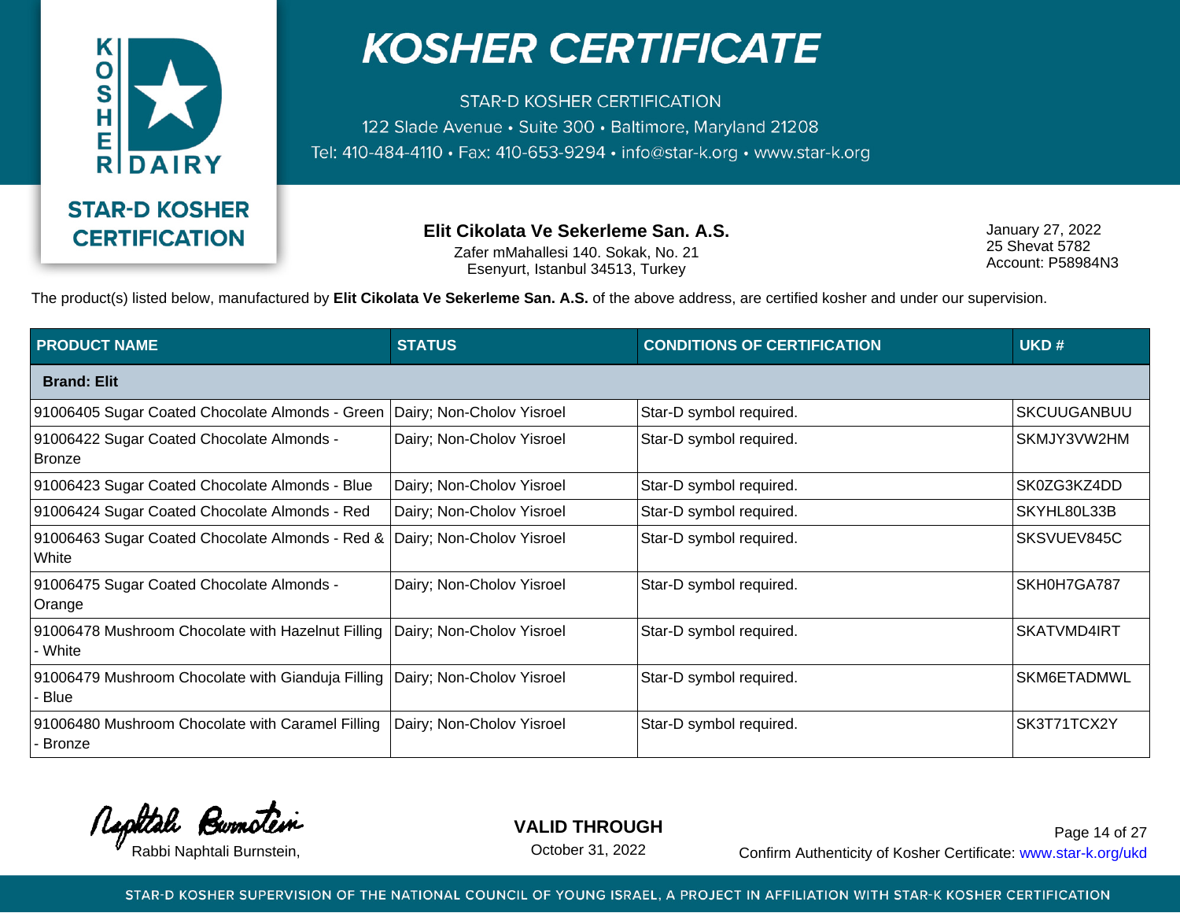# KOSHER CERTIFICATE

STAR-D KOSHER CERTIFICATION
122 Slade Avenue • Suite 300 • Baltimore, Maryland 21208
Tel: 410-484-4110 • Fax: 410-653-9294 • info@star-k.org • www.star-k.org

STAR-D KOSHER CERTIFICATION

**Elit Cikolata Ve Sekerleme San. A.S.**
Zafer mMahallesi 140. Sokak, No. 21
Esenyurt, Istanbul 34513, Turkey

January 27, 2022
25 Shevat 5782
Account: P58984N3

The product(s) listed below, manufactured by **Elit Cikolata Ve Sekerleme San. A.S.** of the above address, are certified kosher and under our supervision.

| PRODUCT NAME | STATUS | CONDITIONS OF CERTIFICATION | UKD # |
|---|---|---|---|
| **Brand: Elit** | | | |
| 91006405 Sugar Coated Chocolate Almonds - Green | Dairy; Non-Cholov Yisroel | Star-D symbol required. | SKCUUGANBUU |
| 91006422 Sugar Coated Chocolate Almonds - Bronze | Dairy; Non-Cholov Yisroel | Star-D symbol required. | SKMJY3VW2HM |
| 91006423 Sugar Coated Chocolate Almonds - Blue | Dairy; Non-Cholov Yisroel | Star-D symbol required. | SK0ZG3KZ4DD |
| 91006424 Sugar Coated Chocolate Almonds - Red | Dairy; Non-Cholov Yisroel | Star-D symbol required. | SKYHL80L33B |
| 91006463 Sugar Coated Chocolate Almonds - Red & White | Dairy; Non-Cholov Yisroel | Star-D symbol required. | SKSVUEV845C |
| 91006475 Sugar Coated Chocolate Almonds - Orange | Dairy; Non-Cholov Yisroel | Star-D symbol required. | SKH0H7GA787 |
| 91006478 Mushroom Chocolate with Hazelnut Filling - White | Dairy; Non-Cholov Yisroel | Star-D symbol required. | SKATVMD4IRT |
| 91006479 Mushroom Chocolate with Gianduja Filling - Blue | Dairy; Non-Cholov Yisroel | Star-D symbol required. | SKM6ETADMWL |
| 91006480 Mushroom Chocolate with Caramel Filling - Bronze | Dairy; Non-Cholov Yisroel | Star-D symbol required. | SK3T71TCX2Y |

Rabbi Naphtali Burnstein,

**VALID THROUGH**
October 31, 2022

Confirm Authenticity of Kosher Certificate: www.star-k.org/ukd

STAR-D KOSHER SUPERVISION OF THE NATIONAL COUNCIL OF YOUNG ISRAEL, A PROJECT IN AFFILIATION WITH STAR-K KOSHER CERTIFICATION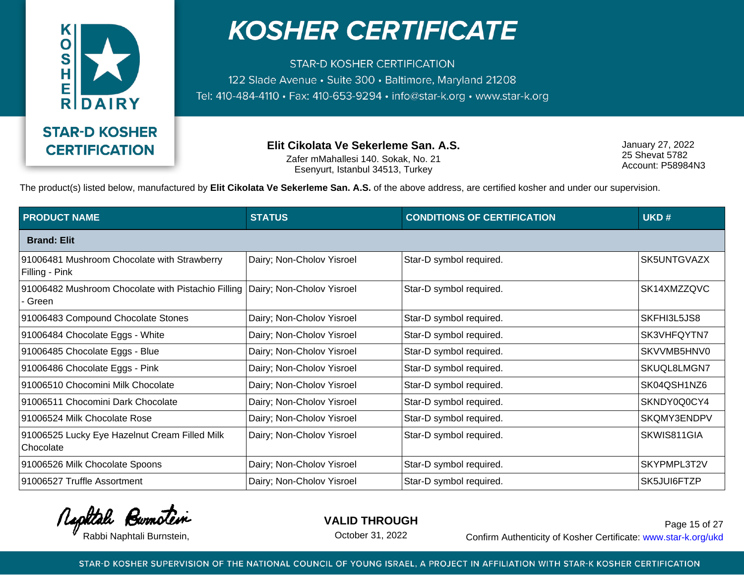# KOSHER CERTIFICATE

STAR-D KOSHER CERTIFICATION
122 Slade Avenue • Suite 300 • Baltimore, Maryland 21208
Tel: 410-484-4110 • Fax: 410-653-9294 • info@star-k.org • www.star-k.org

KOSHER DAIRY

STAR-D KOSHER CERTIFICATION

**Elit Cikolata Ve Sekerleme San. A.S.**
Zafer mMahallesi 140. Sokak, No. 21
Esenyurt, Istanbul 34513, Turkey

January 27, 2022
25 Shevat 5782
Account: P58984N3

The product(s) listed below, manufactured by **Elit Cikolata Ve Sekerleme San. A.S.** of the above address, are certified kosher and under our supervision.

| PRODUCT NAME | STATUS | CONDITIONS OF CERTIFICATION | UKD # |
|---|---|---|---|
| **Brand: Elit** | | | |
| 91006481 Mushroom Chocolate with Strawberry Filling - Pink | Dairy; Non-Cholov Yisroel | Star-D symbol required. | SK5UNTGVAZX |
| 91006482 Mushroom Chocolate with Pistachio Filling - Green | Dairy; Non-Cholov Yisroel | Star-D symbol required. | SK14XMZZQVC |
| 91006483 Compound Chocolate Stones | Dairy; Non-Cholov Yisroel | Star-D symbol required. | SKFHI3L5JS8 |
| 91006484 Chocolate Eggs - White | Dairy; Non-Cholov Yisroel | Star-D symbol required. | SK3VHFQYTN7 |
| 91006485 Chocolate Eggs - Blue | Dairy; Non-Cholov Yisroel | Star-D symbol required. | SKVVMB5HNV0 |
| 91006486 Chocolate Eggs - Pink | Dairy; Non-Cholov Yisroel | Star-D symbol required. | SKUQL8LMGN7 |
| 91006510 Chocomini Milk Chocolate | Dairy; Non-Cholov Yisroel | Star-D symbol required. | SK04QSH1NZ6 |
| 91006511 Chocomini Dark Chocolate | Dairy; Non-Cholov Yisroel | Star-D symbol required. | SKNDY0Q0CY4 |
| 91006524 Milk Chocolate Rose | Dairy; Non-Cholov Yisroel | Star-D symbol required. | SKQMY3ENDPV |
| 91006525 Lucky Eye Hazelnut Cream Filled Milk Chocolate | Dairy; Non-Cholov Yisroel | Star-D symbol required. | SKWIS811GIA |
| 91006526 Milk Chocolate Spoons | Dairy; Non-Cholov Yisroel | Star-D symbol required. | SKYPMPL3T2V |
| 91006527 Truffle Assortment | Dairy; Non-Cholov Yisroel | Star-D symbol required. | SK5JUI6FTZP |

Rabbi Naphtali Burnstein,

**VALID THROUGH**
October 31, 2022

Confirm Authenticity of Kosher Certificate: www.star-k.org/ukd

STAR-D KOSHER SUPERVISION OF THE NATIONAL COUNCIL OF YOUNG ISRAEL, A PROJECT IN AFFILIATION WITH STAR-K KOSHER CERTIFICATION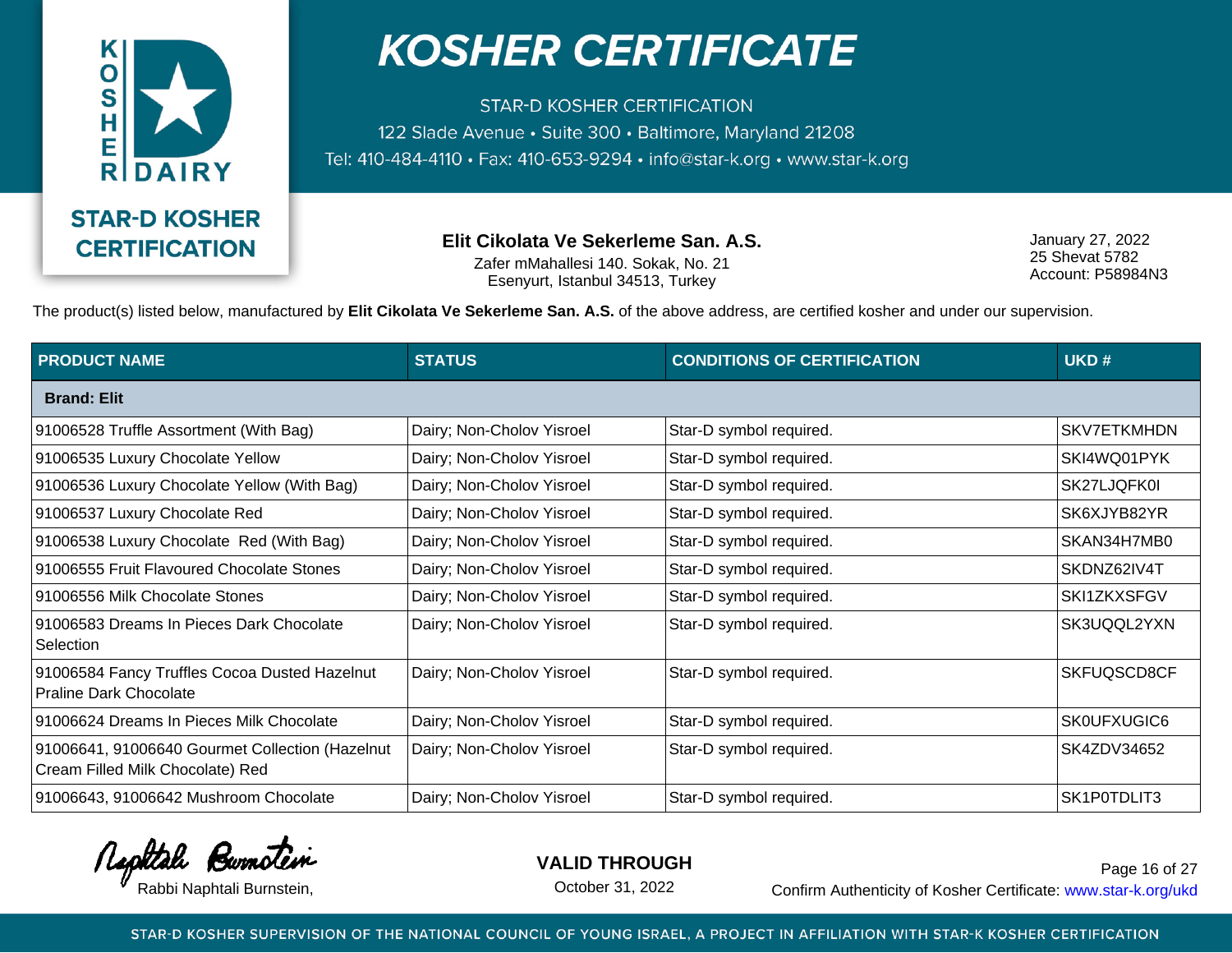# KOSHER CERTIFICATE

STAR-D KOSHER CERTIFICATION
122 Slade Avenue • Suite 300 • Baltimore, Maryland 21208
Tel: 410-484-4110 • Fax: 410-653-9294 • info@star-k.org • www.star-k.org

STAR-D KOSHER CERTIFICATION

**Elit Cikolata Ve Sekerleme San. A.S.**
Zafer mMahallesi 140. Sokak, No. 21
Esenyurt, Istanbul 34513, Turkey

January 27, 2022
25 Shevat 5782
Account: P58984N3

The product(s) listed below, manufactured by **Elit Cikolata Ve Sekerleme San. A.S.** of the above address, are certified kosher and under our supervision.

| PRODUCT NAME | STATUS | CONDITIONS OF CERTIFICATION | UKD # |
|---|---|---|---|
| **Brand: Elit** | | | |
| 91006528 Truffle Assortment (With Bag) | Dairy; Non-Cholov Yisroel | Star-D symbol required. | SKV7ETKMHDN |
| 91006535 Luxury Chocolate Yellow | Dairy; Non-Cholov Yisroel | Star-D symbol required. | SKI4WQ01PYK |
| 91006536 Luxury Chocolate Yellow (With Bag) | Dairy; Non-Cholov Yisroel | Star-D symbol required. | SK27LJQFK0I |
| 91006537 Luxury Chocolate Red | Dairy; Non-Cholov Yisroel | Star-D symbol required. | SK6XJYB82YR |
| 91006538 Luxury Chocolate Red (With Bag) | Dairy; Non-Cholov Yisroel | Star-D symbol required. | SKAN34H7MB0 |
| 91006555 Fruit Flavoured Chocolate Stones | Dairy; Non-Cholov Yisroel | Star-D symbol required. | SKDNZ62IV4T |
| 91006556 Milk Chocolate Stones | Dairy; Non-Cholov Yisroel | Star-D symbol required. | SKI1ZKXSFGV |
| 91006583 Dreams In Pieces Dark Chocolate Selection | Dairy; Non-Cholov Yisroel | Star-D symbol required. | SK3UQQL2YXN |
| 91006584 Fancy Truffles Cocoa Dusted Hazelnut Praline Dark Chocolate | Dairy; Non-Cholov Yisroel | Star-D symbol required. | SKFUQSCD8CF |
| 91006624 Dreams In Pieces Milk Chocolate | Dairy; Non-Cholov Yisroel | Star-D symbol required. | SK0UFXUGIC6 |
| 91006641, 91006640 Gourmet Collection (Hazelnut Cream Filled Milk Chocolate) Red | Dairy; Non-Cholov Yisroel | Star-D symbol required. | SK4ZDV34652 |
| 91006643, 91006642 Mushroom Chocolate | Dairy; Non-Cholov Yisroel | Star-D symbol required. | SK1P0TDLIT3 |

Rabbi Naphtali Burnstein,

**VALID THROUGH**
October 31, 2022

Confirm Authenticity of Kosher Certificate: www.star-k.org/ukd

STAR-D KOSHER SUPERVISION OF THE NATIONAL COUNCIL OF YOUNG ISRAEL, A PROJECT IN AFFILIATION WITH STAR-K KOSHER CERTIFICATION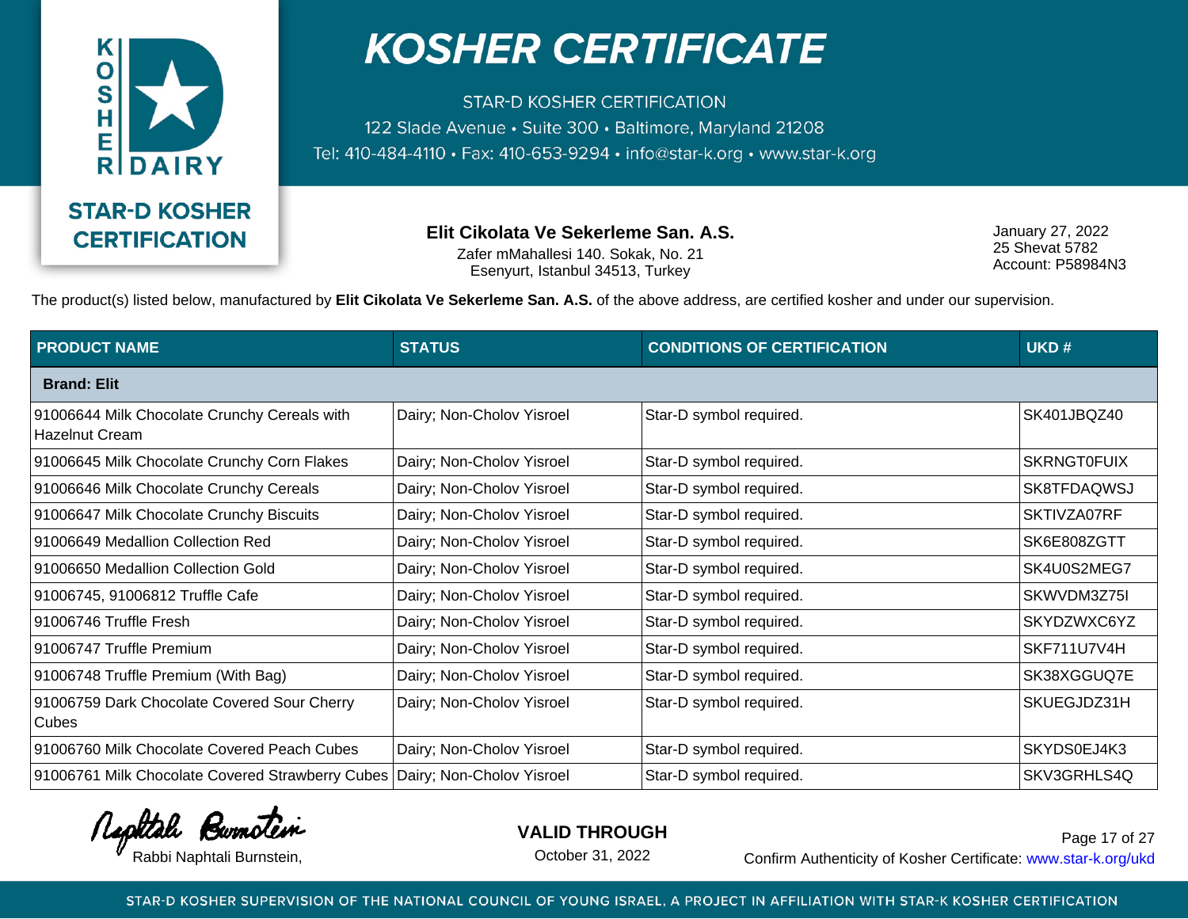# KOSHER CERTIFICATE

STAR-D KOSHER CERTIFICATION
122 Slade Avenue • Suite 300 • Baltimore, Maryland 21208
Tel: 410-484-4110 • Fax: 410-653-9294 • info@star-k.org • www.star-k.org

**STAR-D KOSHER CERTIFICATION**

**Elit Cikolata Ve Sekerleme San. A.S.**
Zafer mMahallesi 140. Sokak, No. 21
Esenyurt, Istanbul 34513, Turkey

January 27, 2022
25 Shevat 5782
Account: P58984N3

The product(s) listed below, manufactured by **Elit Cikolata Ve Sekerleme San. A.S.** of the above address, are certified kosher and under our supervision.

| PRODUCT NAME | STATUS | CONDITIONS OF CERTIFICATION | UKD # |
|---|---|---|---|
| **Brand: Elit** | | | |
| 91006644 Milk Chocolate Crunchy Cereals with Hazelnut Cream | Dairy; Non-Cholov Yisroel | Star-D symbol required. | SK401JBQZ40 |
| 91006645 Milk Chocolate Crunchy Corn Flakes | Dairy; Non-Cholov Yisroel | Star-D symbol required. | SKRNGT0FUIX |
| 91006646 Milk Chocolate Crunchy Cereals | Dairy; Non-Cholov Yisroel | Star-D symbol required. | SK8TFDAQWSJ |
| 91006647 Milk Chocolate Crunchy Biscuits | Dairy; Non-Cholov Yisroel | Star-D symbol required. | SKTIVZA07RF |
| 91006649 Medallion Collection Red | Dairy; Non-Cholov Yisroel | Star-D symbol required. | SK6E808ZGTT |
| 91006650 Medallion Collection Gold | Dairy; Non-Cholov Yisroel | Star-D symbol required. | SK4U0S2MEG7 |
| 91006745, 91006812 Truffle Cafe | Dairy; Non-Cholov Yisroel | Star-D symbol required. | SKWVDM3Z75I |
| 91006746 Truffle Fresh | Dairy; Non-Cholov Yisroel | Star-D symbol required. | SKYDZWXC6YZ |
| 91006747 Truffle Premium | Dairy; Non-Cholov Yisroel | Star-D symbol required. | SKF711U7V4H |
| 91006748 Truffle Premium (With Bag) | Dairy; Non-Cholov Yisroel | Star-D symbol required. | SK38XGGUQ7E |
| 91006759 Dark Chocolate Covered Sour Cherry Cubes | Dairy; Non-Cholov Yisroel | Star-D symbol required. | SKUEGJDZ31H |
| 91006760 Milk Chocolate Covered Peach Cubes | Dairy; Non-Cholov Yisroel | Star-D symbol required. | SKYDS0EJ4K3 |
| 91006761 Milk Chocolate Covered Strawberry Cubes | Dairy; Non-Cholov Yisroel | Star-D symbol required. | SKV3GRHLS4Q |

Rabbi Naphtali Burnstein,

**VALID THROUGH**
October 31, 2022

Confirm Authenticity of Kosher Certificate: www.star-k.org/ukd

STAR-D KOSHER SUPERVISION OF THE NATIONAL COUNCIL OF YOUNG ISRAEL, A PROJECT IN AFFILIATION WITH STAR-K KOSHER CERTIFICATION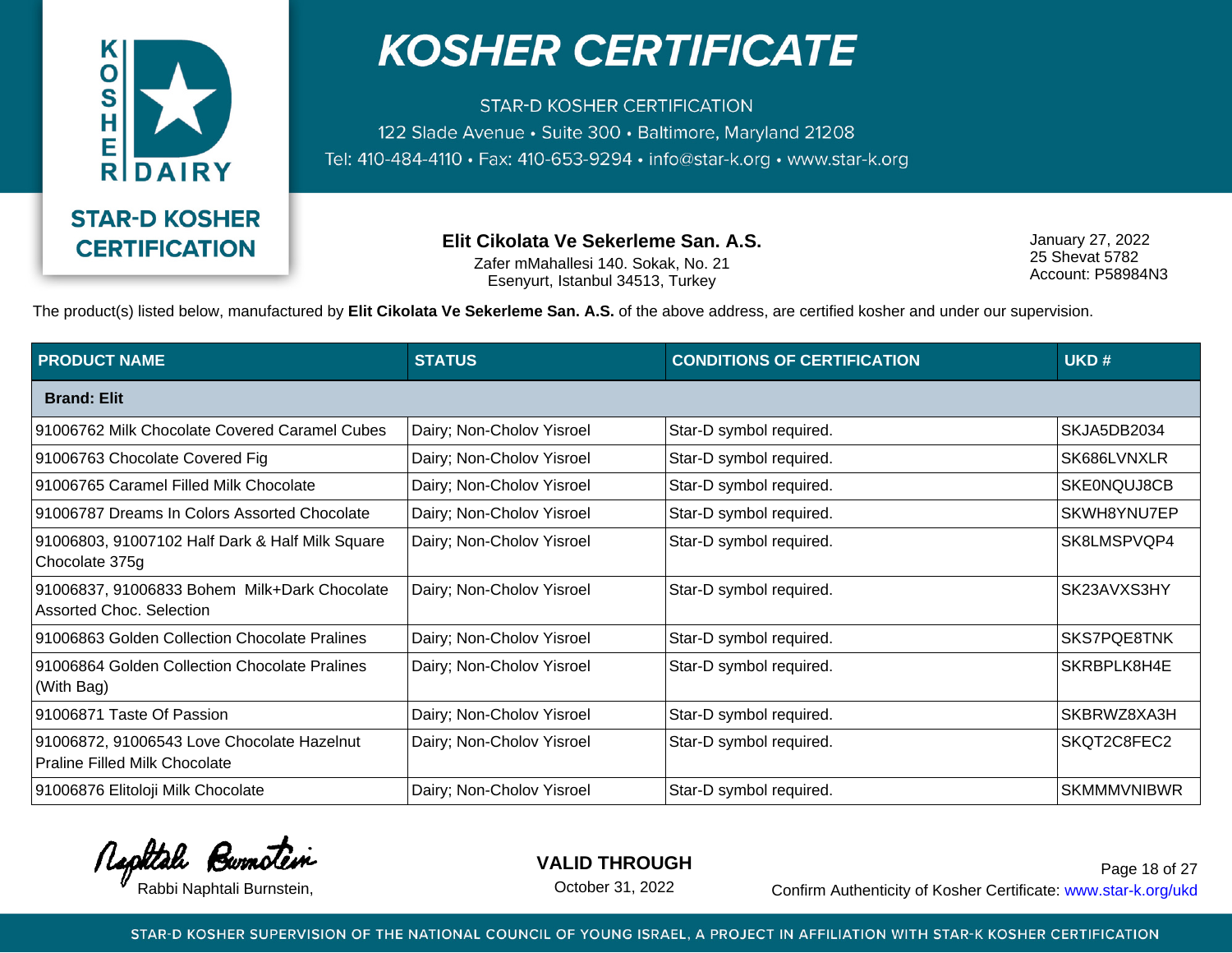# KOSHER CERTIFICATE

STAR-D KOSHER CERTIFICATION
122 Slade Avenue • Suite 300 • Baltimore, Maryland 21208
Tel: 410-484-4110 • Fax: 410-653-9294 • info@star-k.org • www.star-k.org

**STAR-D KOSHER CERTIFICATION**

**Elit Cikolata Ve Sekerleme San. A.S.**
Zafer mMahallesi 140. Sokak, No. 21
Esenyurt, Istanbul 34513, Turkey

January 27, 2022
25 Shevat 5782
Account: P58984N3

The product(s) listed below, manufactured by **Elit Cikolata Ve Sekerleme San. A.S.** of the above address, are certified kosher and under our supervision.

| PRODUCT NAME | STATUS | CONDITIONS OF CERTIFICATION | UKD # |
|---|---|---|---|
| **Brand: Elit** | | | |
| 91006762 Milk Chocolate Covered Caramel Cubes | Dairy; Non-Cholov Yisroel | Star-D symbol required. | SKJA5DB2034 |
| 91006763 Chocolate Covered Fig | Dairy; Non-Cholov Yisroel | Star-D symbol required. | SK686LVNXLR |
| 91006765 Caramel Filled Milk Chocolate | Dairy; Non-Cholov Yisroel | Star-D symbol required. | SKE0NQUJ8CB |
| 91006787 Dreams In Colors Assorted Chocolate | Dairy; Non-Cholov Yisroel | Star-D symbol required. | SKWH8YNU7EP |
| 91006803, 91007102 Half Dark & Half Milk Square Chocolate 375g | Dairy; Non-Cholov Yisroel | Star-D symbol required. | SK8LMSPVQP4 |
| 91006837, 91006833 Bohem Milk+Dark Chocolate Assorted Choc. Selection | Dairy; Non-Cholov Yisroel | Star-D symbol required. | SK23AVXS3HY |
| 91006863 Golden Collection Chocolate Pralines | Dairy; Non-Cholov Yisroel | Star-D symbol required. | SKS7PQE8TNK |
| 91006864 Golden Collection Chocolate Pralines (With Bag) | Dairy; Non-Cholov Yisroel | Star-D symbol required. | SKRBPLK8H4E |
| 91006871 Taste Of Passion | Dairy; Non-Cholov Yisroel | Star-D symbol required. | SKBRWZ8XA3H |
| 91006872, 91006543 Love Chocolate Hazelnut Praline Filled Milk Chocolate | Dairy; Non-Cholov Yisroel | Star-D symbol required. | SKQT2C8FEC2 |
| 91006876 Elitoloji Milk Chocolate | Dairy; Non-Cholov Yisroel | Star-D symbol required. | SKMMMVNIBWR |

Rabbi Naphtali Burnstein,

**VALID THROUGH**
October 31, 2022

Confirm Authenticity of Kosher Certificate: www.star-k.org/ukd

STAR-D KOSHER SUPERVISION OF THE NATIONAL COUNCIL OF YOUNG ISRAEL, A PROJECT IN AFFILIATION WITH STAR-K KOSHER CERTIFICATION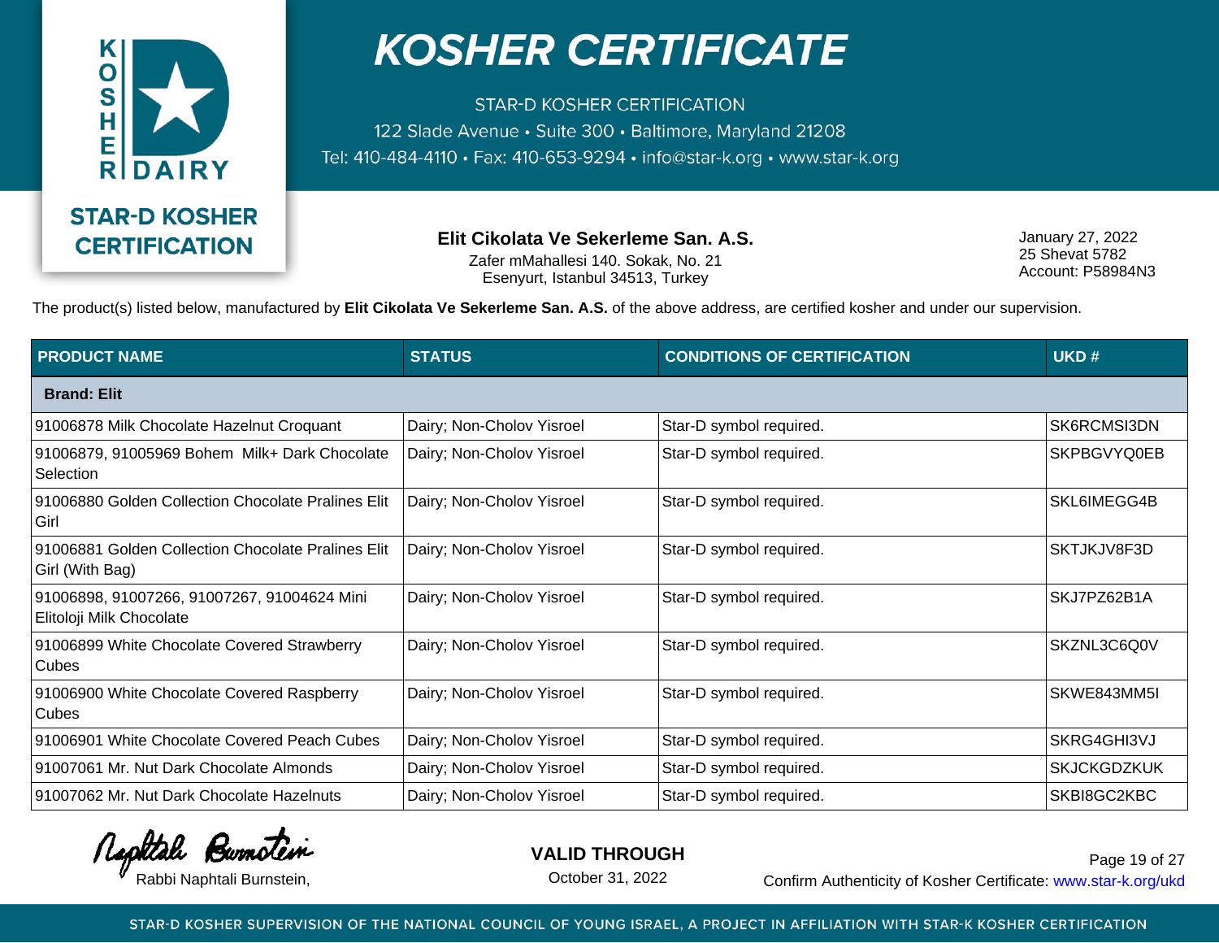# KOSHER CERTIFICATE

STAR-D KOSHER CERTIFICATION
122 Slade Avenue • Suite 300 • Baltimore, Maryland 21208
Tel: 410-484-4110 • Fax: 410-653-9294 • info@star-k.org • www.star-k.org

**STAR-D KOSHER CERTIFICATION**

**Elit Cikolata Ve Sekerleme San. A.S.**
Zafer mMahallesi 140. Sokak, No. 21
Esenyurt, Istanbul 34513, Turkey

January 27, 2022
25 Shevat 5782
Account: P58984N3

The product(s) listed below, manufactured by **Elit Cikolata Ve Sekerleme San. A.S.** of the above address, are certified kosher and under our supervision.

| PRODUCT NAME | STATUS | CONDITIONS OF CERTIFICATION | UKD # |
|---|---|---|---|
| **Brand: Elit** | | | |
| 91006878 Milk Chocolate Hazelnut Croquant | Dairy; Non-Cholov Yisroel | Star-D symbol required. | SK6RCMSI3DN |
| 91006879, 91005969 Bohem Milk+ Dark Chocolate Selection | Dairy; Non-Cholov Yisroel | Star-D symbol required. | SKPBGVYQ0EB |
| 91006880 Golden Collection Chocolate Pralines Elit Girl | Dairy; Non-Cholov Yisroel | Star-D symbol required. | SKL6IMEGG4B |
| 91006881 Golden Collection Chocolate Pralines Elit Girl (With Bag) | Dairy; Non-Cholov Yisroel | Star-D symbol required. | SKTJKJV8F3D |
| 91006898, 91007266, 91007267, 91004624 Mini Elitoloji Milk Chocolate | Dairy; Non-Cholov Yisroel | Star-D symbol required. | SKJ7PZ62B1A |
| 91006899 White Chocolate Covered Strawberry Cubes | Dairy; Non-Cholov Yisroel | Star-D symbol required. | SKZNL3C6Q0V |
| 91006900 White Chocolate Covered Raspberry Cubes | Dairy; Non-Cholov Yisroel | Star-D symbol required. | SKWE843MM5I |
| 91006901 White Chocolate Covered Peach Cubes | Dairy; Non-Cholov Yisroel | Star-D symbol required. | SKRG4GHI3VJ |
| 91007061 Mr. Nut Dark Chocolate Almonds | Dairy; Non-Cholov Yisroel | Star-D symbol required. | SKJCKGDZKUK |
| 91007062 Mr. Nut Dark Chocolate Hazelnuts | Dairy; Non-Cholov Yisroel | Star-D symbol required. | SKBI8GC2KBC |

Rabbi Naphtali Burnstein,

**VALID THROUGH**
October 31, 2022

Confirm Authenticity of Kosher Certificate: www.star-k.org/ukd

STAR-D KOSHER SUPERVISION OF THE NATIONAL COUNCIL OF YOUNG ISRAEL, A PROJECT IN AFFILIATION WITH STAR-K KOSHER CERTIFICATION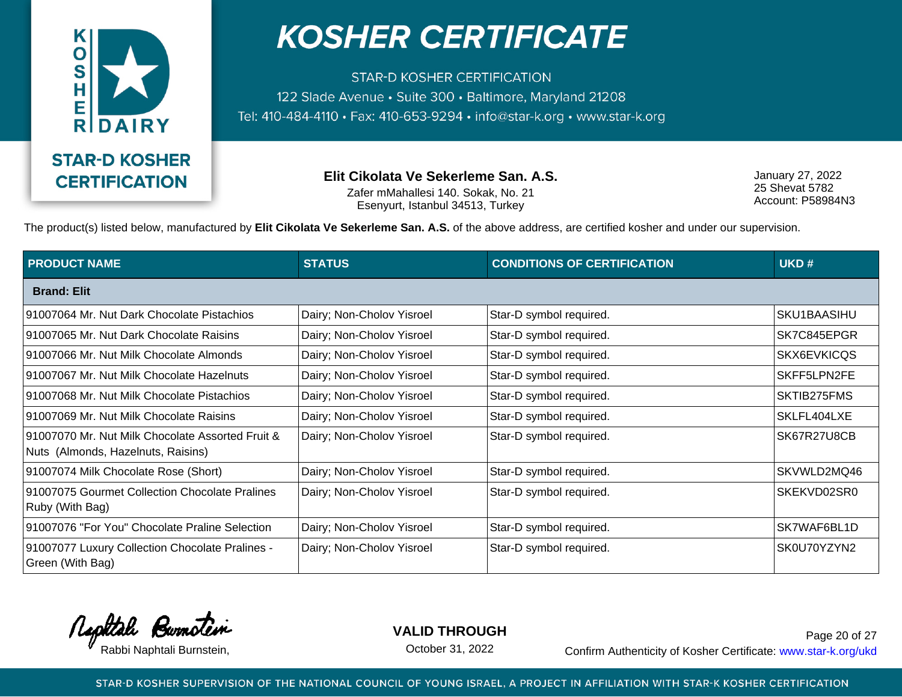# KOSHER CERTIFICATE

STAR-D KOSHER CERTIFICATION
122 Slade Avenue • Suite 300 • Baltimore, Maryland 21208
Tel: 410-484-4110 • Fax: 410-653-9294 • info@star-k.org • www.star-k.org

STAR-D KOSHER CERTIFICATION

**Elit Cikolata Ve Sekerleme San. A.S.**
Zafer mMahallesi 140. Sokak, No. 21
Esenyurt, Istanbul 34513, Turkey

January 27, 2022
25 Shevat 5782
Account: P58984N3

The product(s) listed below, manufactured by **Elit Cikolata Ve Sekerleme San. A.S.** of the above address, are certified kosher and under our supervision.

| PRODUCT NAME | STATUS | CONDITIONS OF CERTIFICATION | UKD # |
|---|---|---|---|
| **Brand: Elit** | | | |
| 91007064 Mr. Nut Dark Chocolate Pistachios | Dairy; Non-Cholov Yisroel | Star-D symbol required. | SKU1BAASIHU |
| 91007065 Mr. Nut Dark Chocolate Raisins | Dairy; Non-Cholov Yisroel | Star-D symbol required. | SK7C845EPGR |
| 91007066 Mr. Nut Milk Chocolate Almonds | Dairy; Non-Cholov Yisroel | Star-D symbol required. | SKX6EVKICQS |
| 91007067 Mr. Nut Milk Chocolate Hazelnuts | Dairy; Non-Cholov Yisroel | Star-D symbol required. | SKFF5LPN2FE |
| 91007068 Mr. Nut Milk Chocolate Pistachios | Dairy; Non-Cholov Yisroel | Star-D symbol required. | SKTIB275FMS |
| 91007069 Mr. Nut Milk Chocolate Raisins | Dairy; Non-Cholov Yisroel | Star-D symbol required. | SKLFL404LXE |
| 91007070 Mr. Nut Milk Chocolate Assorted Fruit & Nuts (Almonds, Hazelnuts, Raisins) | Dairy; Non-Cholov Yisroel | Star-D symbol required. | SK67R27U8CB |
| 91007074 Milk Chocolate Rose (Short) | Dairy; Non-Cholov Yisroel | Star-D symbol required. | SKVWLD2MQ46 |
| 91007075 Gourmet Collection Chocolate Pralines Ruby (With Bag) | Dairy; Non-Cholov Yisroel | Star-D symbol required. | SKEKVD02SR0 |
| 91007076 "For You" Chocolate Praline Selection | Dairy; Non-Cholov Yisroel | Star-D symbol required. | SK7WAF6BL1D |
| 91007077 Luxury Collection Chocolate Pralines - Green (With Bag) | Dairy; Non-Cholov Yisroel | Star-D symbol required. | SK0U70YZYN2 |

Rabbi Naphtali Burnstein,

**VALID THROUGH**
October 31, 2022

Confirm Authenticity of Kosher Certificate: www.star-k.org/ukd

STAR-D KOSHER SUPERVISION OF THE NATIONAL COUNCIL OF YOUNG ISRAEL, A PROJECT IN AFFILIATION WITH STAR-K KOSHER CERTIFICATION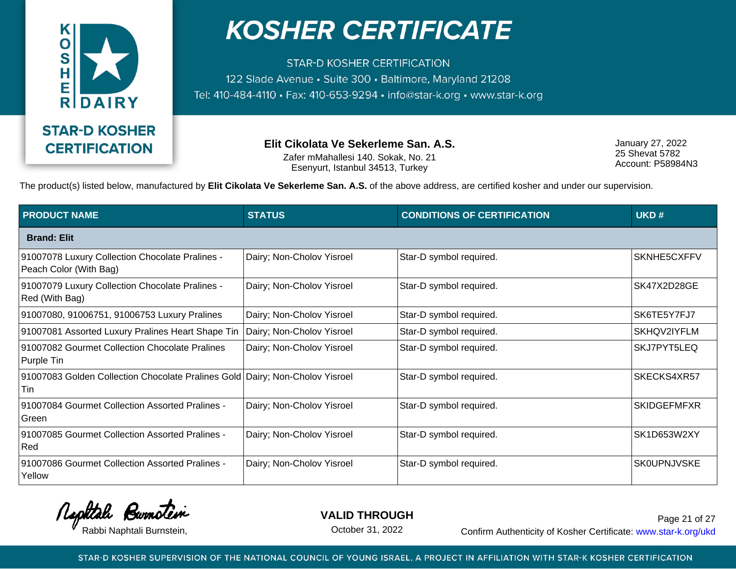# KOSHER CERTIFICATE

STAR-D KOSHER CERTIFICATION
122 Slade Avenue • Suite 300 • Baltimore, Maryland 21208
Tel: 410-484-4110 • Fax: 410-653-9294 • info@star-k.org • www.star-k.org

STAR-D KOSHER CERTIFICATION

**Elit Cikolata Ve Sekerleme San. A.S.**
Zafer mMahallesi 140. Sokak, No. 21
Esenyurt, Istanbul 34513, Turkey

January 27, 2022
25 Shevat 5782
Account: P58984N3

The product(s) listed below, manufactured by **Elit Cikolata Ve Sekerleme San. A.S.** of the above address, are certified kosher and under our supervision.

| PRODUCT NAME | STATUS | CONDITIONS OF CERTIFICATION | UKD # |
|---|---|---|---|
| **Brand: Elit** | | | |
| 91007078 Luxury Collection Chocolate Pralines - Peach Color (With Bag) | Dairy; Non-Cholov Yisroel | Star-D symbol required. | SKNHE5CXFFV |
| 91007079 Luxury Collection Chocolate Pralines - Red (With Bag) | Dairy; Non-Cholov Yisroel | Star-D symbol required. | SK47X2D28GE |
| 91007080, 91006751, 91006753 Luxury Pralines | Dairy; Non-Cholov Yisroel | Star-D symbol required. | SK6TE5Y7FJ7 |
| 91007081 Assorted Luxury Pralines Heart Shape Tin | Dairy; Non-Cholov Yisroel | Star-D symbol required. | SKHQV2IYFLM |
| 91007082 Gourmet Collection Chocolate Pralines Purple Tin | Dairy; Non-Cholov Yisroel | Star-D symbol required. | SKJ7PYT5LEQ |
| 91007083 Golden Collection Chocolate Pralines Gold Tin | Dairy; Non-Cholov Yisroel | Star-D symbol required. | SKECKS4XR57 |
| 91007084 Gourmet Collection Assorted Pralines - Green | Dairy; Non-Cholov Yisroel | Star-D symbol required. | SKIDGEFMFXR |
| 91007085 Gourmet Collection Assorted Pralines - Red | Dairy; Non-Cholov Yisroel | Star-D symbol required. | SK1D653W2XY |
| 91007086 Gourmet Collection Assorted Pralines - Yellow | Dairy; Non-Cholov Yisroel | Star-D symbol required. | SK0UPNJVSKE |

Rabbi Naphtali Burnstein,

**VALID THROUGH**
October 31, 2022

Confirm Authenticity of Kosher Certificate: www.star-k.org/ukd

STAR-D KOSHER SUPERVISION OF THE NATIONAL COUNCIL OF YOUNG ISRAEL, A PROJECT IN AFFILIATION WITH STAR-K KOSHER CERTIFICATION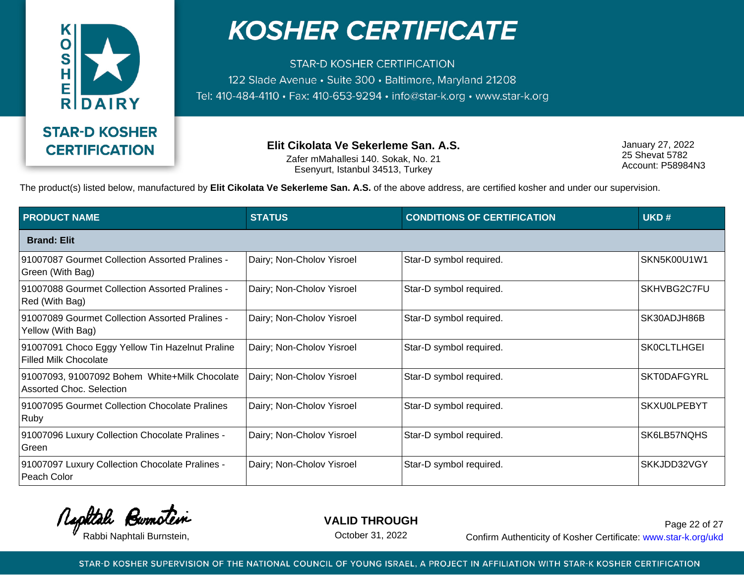# KOSHER CERTIFICATE

STAR-D KOSHER CERTIFICATION
122 Slade Avenue • Suite 300 • Baltimore, Maryland 21208
Tel: 410-484-4110 • Fax: 410-653-9294 • info@star-k.org • www.star-k.org

**STAR-D KOSHER CERTIFICATION**

**Elit Cikolata Ve Sekerleme San. A.S.**
Zafer mMahallesi 140. Sokak, No. 21
Esenyurt, Istanbul 34513, Turkey

January 27, 2022
25 Shevat 5782
Account: P58984N3

The product(s) listed below, manufactured by **Elit Cikolata Ve Sekerleme San. A.S.** of the above address, are certified kosher and under our supervision.

| PRODUCT NAME | STATUS | CONDITIONS OF CERTIFICATION | UKD # |
|---|---|---|---|
| **Brand: Elit** | | | |
| 91007087 Gourmet Collection Assorted Pralines - Green (With Bag) | Dairy; Non-Cholov Yisroel | Star-D symbol required. | SKN5K00U1W1 |
| 91007088 Gourmet Collection Assorted Pralines - Red (With Bag) | Dairy; Non-Cholov Yisroel | Star-D symbol required. | SKHVBG2C7FU |
| 91007089 Gourmet Collection Assorted Pralines - Yellow (With Bag) | Dairy; Non-Cholov Yisroel | Star-D symbol required. | SK30ADJH86B |
| 91007091 Choco Eggy Yellow Tin Hazelnut Praline Filled Milk Chocolate | Dairy; Non-Cholov Yisroel | Star-D symbol required. | SK0CLTLHGEI |
| 91007093, 91007092 Bohem White+Milk Chocolate Assorted Choc. Selection | Dairy; Non-Cholov Yisroel | Star-D symbol required. | SKT0DAFGYRL |
| 91007095 Gourmet Collection Chocolate Pralines Ruby | Dairy; Non-Cholov Yisroel | Star-D symbol required. | SKXU0LPEBYT |
| 91007096 Luxury Collection Chocolate Pralines - Green | Dairy; Non-Cholov Yisroel | Star-D symbol required. | SK6LB57NQHS |
| 91007097 Luxury Collection Chocolate Pralines - Peach Color | Dairy; Non-Cholov Yisroel | Star-D symbol required. | SKKJDD32VGY |

Rabbi Naphtali Burnstein,

**VALID THROUGH**
October 31, 2022

Confirm Authenticity of Kosher Certificate: www.star-k.org/ukd

STAR-D KOSHER SUPERVISION OF THE NATIONAL COUNCIL OF YOUNG ISRAEL, A PROJECT IN AFFILIATION WITH STAR-K KOSHER CERTIFICATION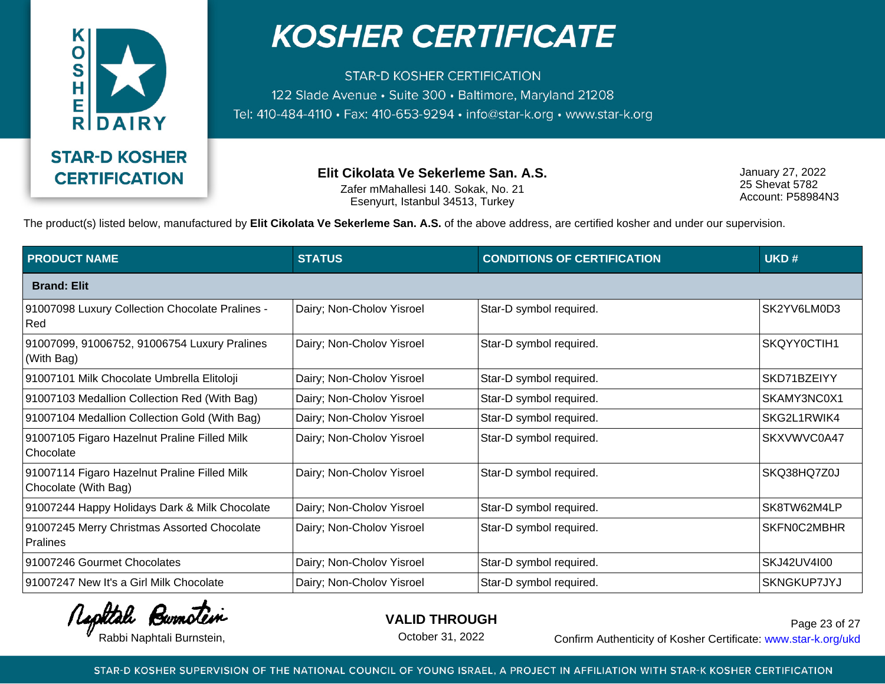# KOSHER CERTIFICATE

STAR-D KOSHER CERTIFICATION
122 Slade Avenue • Suite 300 • Baltimore, Maryland 21208
Tel: 410-484-4110 • Fax: 410-653-9294 • info@star-k.org • www.star-k.org

KOSHER DAIRY

STAR-D KOSHER CERTIFICATION

**Elit Cikolata Ve Sekerleme San. A.S.**
Zafer mMahallesi 140. Sokak, No. 21
Esenyurt, Istanbul 34513, Turkey

January 27, 2022
25 Shevat 5782
Account: P58984N3

The product(s) listed below, manufactured by **Elit Cikolata Ve Sekerleme San. A.S.** of the above address, are certified kosher and under our supervision.

| PRODUCT NAME | STATUS | CONDITIONS OF CERTIFICATION | UKD # |
|---|---|---|---|
| **Brand: Elit** | | | |
| 91007098 Luxury Collection Chocolate Pralines - Red | Dairy; Non-Cholov Yisroel | Star-D symbol required. | SK2YV6LM0D3 |
| 91007099, 91006752, 91006754 Luxury Pralines (With Bag) | Dairy; Non-Cholov Yisroel | Star-D symbol required. | SKQYY0CTIH1 |
| 91007101 Milk Chocolate Umbrella Elitoloji | Dairy; Non-Cholov Yisroel | Star-D symbol required. | SKD71BZEIYY |
| 91007103 Medallion Collection Red (With Bag) | Dairy; Non-Cholov Yisroel | Star-D symbol required. | SKAMY3NC0X1 |
| 91007104 Medallion Collection Gold (With Bag) | Dairy; Non-Cholov Yisroel | Star-D symbol required. | SKG2L1RWIK4 |
| 91007105 Figaro Hazelnut Praline Filled Milk Chocolate | Dairy; Non-Cholov Yisroel | Star-D symbol required. | SKXVWVC0A47 |
| 91007114 Figaro Hazelnut Praline Filled Milk Chocolate (With Bag) | Dairy; Non-Cholov Yisroel | Star-D symbol required. | SKQ38HQ7Z0J |
| 91007244 Happy Holidays Dark & Milk Chocolate | Dairy; Non-Cholov Yisroel | Star-D symbol required. | SK8TW62M4LP |
| 91007245 Merry Christmas Assorted Chocolate Pralines | Dairy; Non-Cholov Yisroel | Star-D symbol required. | SKFN0C2MBHR |
| 91007246 Gourmet Chocolates | Dairy; Non-Cholov Yisroel | Star-D symbol required. | SKJ42UV4I00 |
| 91007247 New It's a Girl Milk Chocolate | Dairy; Non-Cholov Yisroel | Star-D symbol required. | SKNGKUP7JYJ |

Rabbi Naphtali Burnstein,

**VALID THROUGH**
October 31, 2022

Confirm Authenticity of Kosher Certificate: www.star-k.org/ukd

STAR-D KOSHER SUPERVISION OF THE NATIONAL COUNCIL OF YOUNG ISRAEL, A PROJECT IN AFFILIATION WITH STAR-K KOSHER CERTIFICATION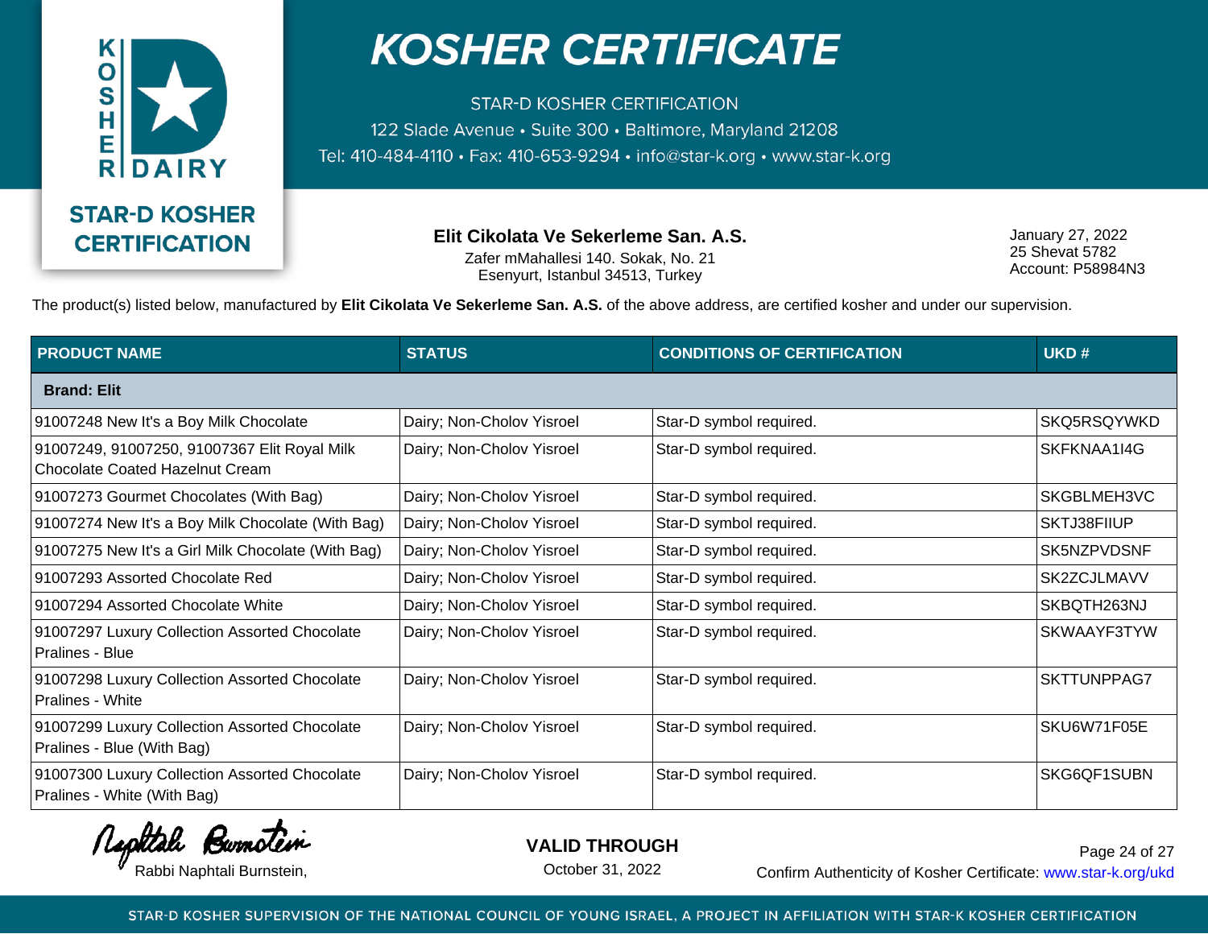# KOSHER CERTIFICATE

STAR-D KOSHER CERTIFICATION
122 Slade Avenue • Suite 300 • Baltimore, Maryland 21208
Tel: 410-484-4110 • Fax: 410-653-9294 • info@star-k.org • www.star-k.org

KOSHER DAIRY

**STAR-D KOSHER CERTIFICATION**

**Elit Cikolata Ve Sekerleme San. A.S.**
Zafer mMahallesi 140. Sokak, No. 21
Esenyurt, Istanbul 34513, Turkey

January 27, 2022
25 Shevat 5782
Account: P58984N3

The product(s) listed below, manufactured by **Elit Cikolata Ve Sekerleme San. A.S.** of the above address, are certified kosher and under our supervision.

| PRODUCT NAME | STATUS | CONDITIONS OF CERTIFICATION | UKD # |
|---|---|---|---|
| **Brand: Elit** | | | |
| 91007248 New It's a Boy Milk Chocolate | Dairy; Non-Cholov Yisroel | Star-D symbol required. | SKQ5RSQYWKD |
| 91007249, 91007250, 91007367 Elit Royal Milk Chocolate Coated Hazelnut Cream | Dairy; Non-Cholov Yisroel | Star-D symbol required. | SKFKNAA1I4G |
| 91007273 Gourmet Chocolates (With Bag) | Dairy; Non-Cholov Yisroel | Star-D symbol required. | SKGBLMEH3VC |
| 91007274 New It's a Boy Milk Chocolate (With Bag) | Dairy; Non-Cholov Yisroel | Star-D symbol required. | SKTJ38FIIUP |
| 91007275 New It's a Girl Milk Chocolate (With Bag) | Dairy; Non-Cholov Yisroel | Star-D symbol required. | SK5NZPVDSNF |
| 91007293 Assorted Chocolate Red | Dairy; Non-Cholov Yisroel | Star-D symbol required. | SK2ZCJLMAVV |
| 91007294 Assorted Chocolate White | Dairy; Non-Cholov Yisroel | Star-D symbol required. | SKBQTH263NJ |
| 91007297 Luxury Collection Assorted Chocolate Pralines - Blue | Dairy; Non-Cholov Yisroel | Star-D symbol required. | SKWAAYF3TYW |
| 91007298 Luxury Collection Assorted Chocolate Pralines - White | Dairy; Non-Cholov Yisroel | Star-D symbol required. | SKTTUNPPAG7 |
| 91007299 Luxury Collection Assorted Chocolate Pralines - Blue (With Bag) | Dairy; Non-Cholov Yisroel | Star-D symbol required. | SKU6W71F05E |
| 91007300 Luxury Collection Assorted Chocolate Pralines - White (With Bag) | Dairy; Non-Cholov Yisroel | Star-D symbol required. | SKG6QF1SUBN |

Rabbi Naphtali Burnstein,

**VALID THROUGH**
October 31, 2022

Confirm Authenticity of Kosher Certificate: www.star-k.org/ukd

STAR-D KOSHER SUPERVISION OF THE NATIONAL COUNCIL OF YOUNG ISRAEL, A PROJECT IN AFFILIATION WITH STAR-K KOSHER CERTIFICATION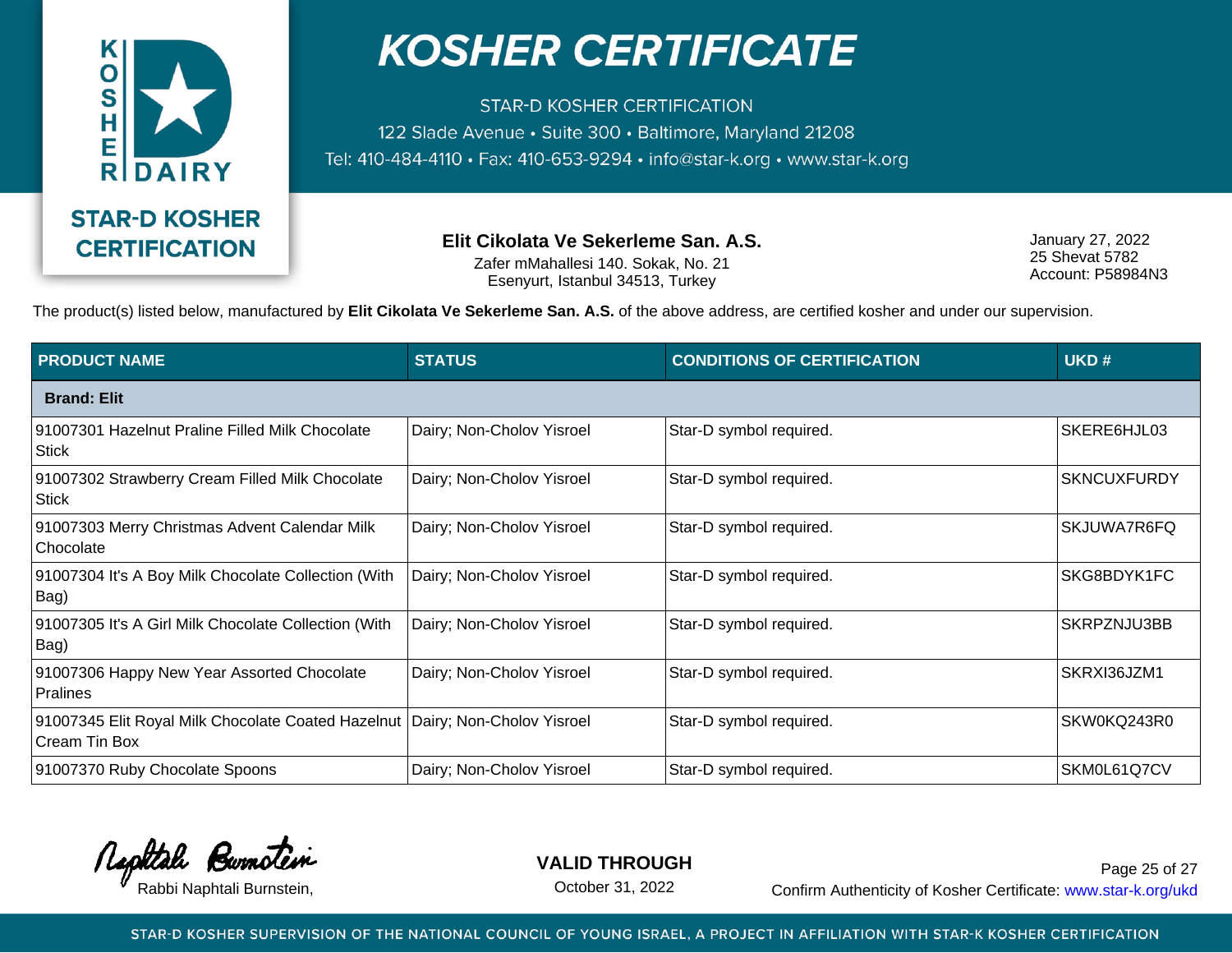# KOSHER CERTIFICATE

STAR-D KOSHER CERTIFICATION
122 Slade Avenue • Suite 300 • Baltimore, Maryland 21208
Tel: 410-484-4110 • Fax: 410-653-9294 • info@star-k.org • www.star-k.org

STAR-D KOSHER CERTIFICATION

**Elit Cikolata Ve Sekerleme San. A.S.**
Zafer mMahallesi 140. Sokak, No. 21
Esenyurt, Istanbul 34513, Turkey

January 27, 2022
25 Shevat 5782
Account: P58984N3

The product(s) listed below, manufactured by **Elit Cikolata Ve Sekerleme San. A.S.** of the above address, are certified kosher and under our supervision.

| PRODUCT NAME | STATUS | CONDITIONS OF CERTIFICATION | UKD # |
|---|---|---|---|
| **Brand: Elit** | | | |
| 91007301 Hazelnut Praline Filled Milk Chocolate Stick | Dairy; Non-Cholov Yisroel | Star-D symbol required. | SKERE6HJL03 |
| 91007302 Strawberry Cream Filled Milk Chocolate Stick | Dairy; Non-Cholov Yisroel | Star-D symbol required. | SKNCUXFURDY |
| 91007303 Merry Christmas Advent Calendar Milk Chocolate | Dairy; Non-Cholov Yisroel | Star-D symbol required. | SKJUWA7R6FQ |
| 91007304 It's A Boy Milk Chocolate Collection (With Bag) | Dairy; Non-Cholov Yisroel | Star-D symbol required. | SKG8BDYK1FC |
| 91007305 It's A Girl Milk Chocolate Collection (With Bag) | Dairy; Non-Cholov Yisroel | Star-D symbol required. | SKRPZNJU3BB |
| 91007306 Happy New Year Assorted Chocolate Pralines | Dairy; Non-Cholov Yisroel | Star-D symbol required. | SKRXI36JZM1 |
| 91007345 Elit Royal Milk Chocolate Coated Hazelnut Cream Tin Box | Dairy; Non-Cholov Yisroel | Star-D symbol required. | SKW0KQ243R0 |
| 91007370 Ruby Chocolate Spoons | Dairy; Non-Cholov Yisroel | Star-D symbol required. | SKM0L61Q7CV |

Rabbi Naphtali Burnstein,

**VALID THROUGH**
October 31, 2022

Confirm Authenticity of Kosher Certificate: www.star-k.org/ukd

STAR-D KOSHER SUPERVISION OF THE NATIONAL COUNCIL OF YOUNG ISRAEL, A PROJECT IN AFFILIATION WITH STAR-K KOSHER CERTIFICATION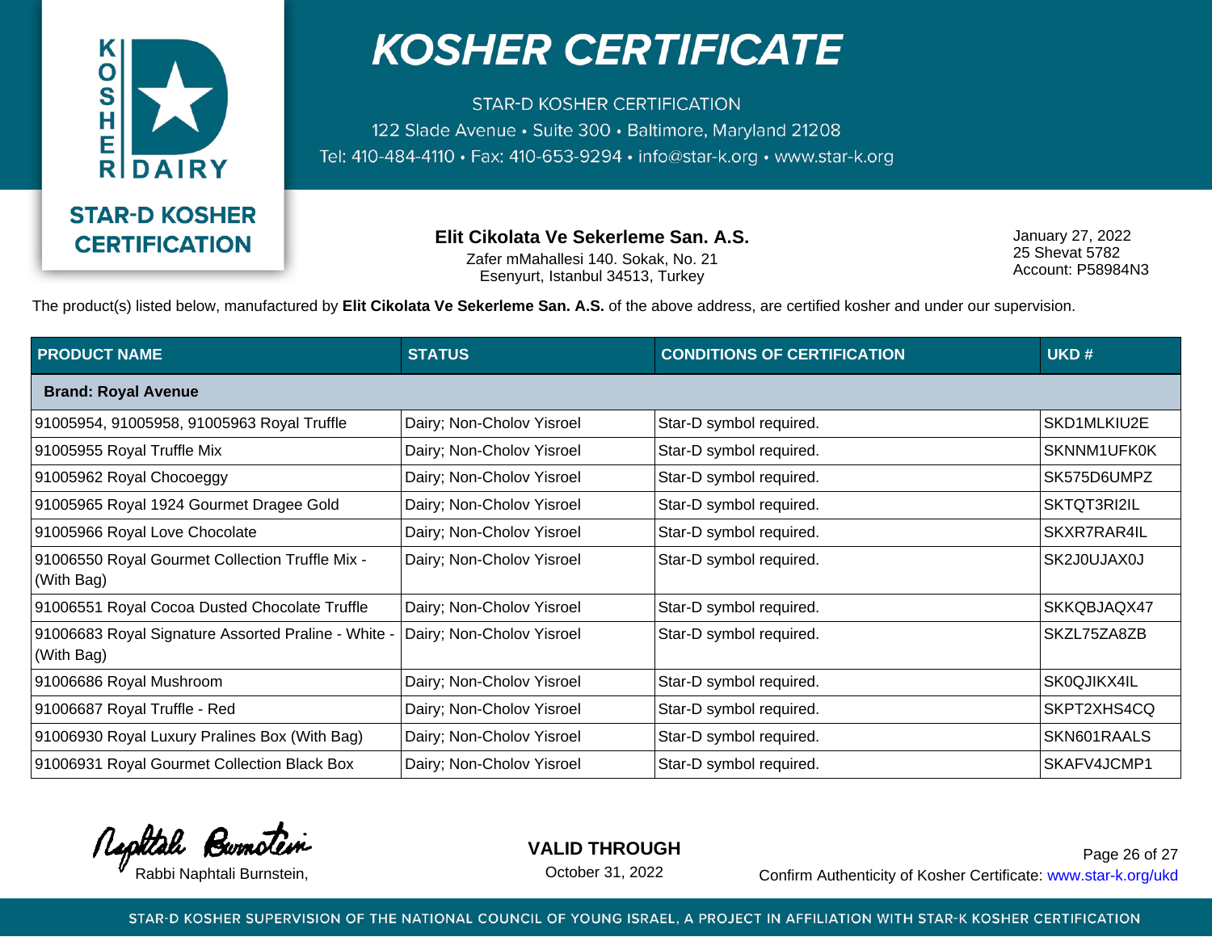# KOSHER CERTIFICATE

**STAR-D KOSHER CERTIFICATION**

STAR-D KOSHER CERTIFICATION
122 Slade Avenue • Suite 300 • Baltimore, Maryland 21208
Tel: 410-484-4110 • Fax: 410-653-9294 • info@star-k.org • www.star-k.org

**Elit Cikolata Ve Sekerleme San. A.S.**
Zafer mMahallesi 140. Sokak, No. 21
Esenyurt, Istanbul 34513, Turkey

January 27, 2022
25 Shevat 5782
Account: P58984N3

The product(s) listed below, manufactured by **Elit Cikolata Ve Sekerleme San. A.S.** of the above address, are certified kosher and under our supervision.

| PRODUCT NAME | STATUS | CONDITIONS OF CERTIFICATION | UKD # |
|---|---|---|---|
| **Brand: Royal Avenue** | | | |
| 91005954, 91005958, 91005963 Royal Truffle | Dairy; Non-Cholov Yisroel | Star-D symbol required. | SKD1MLKIU2E |
| 91005955 Royal Truffle Mix | Dairy; Non-Cholov Yisroel | Star-D symbol required. | SKNNM1UFK0K |
| 91005962 Royal Chocoeggy | Dairy; Non-Cholov Yisroel | Star-D symbol required. | SK575D6UMPZ |
| 91005965 Royal 1924 Gourmet Dragee Gold | Dairy; Non-Cholov Yisroel | Star-D symbol required. | SKTQT3RI2IL |
| 91005966 Royal Love Chocolate | Dairy; Non-Cholov Yisroel | Star-D symbol required. | SKXR7RAR4IL |
| 91006550 Royal Gourmet Collection Truffle Mix - (With Bag) | Dairy; Non-Cholov Yisroel | Star-D symbol required. | SK2J0UJAX0J |
| 91006551 Royal Cocoa Dusted Chocolate Truffle | Dairy; Non-Cholov Yisroel | Star-D symbol required. | SKKQBJAQX47 |
| 91006683 Royal Signature Assorted Praline - White - (With Bag) | Dairy; Non-Cholov Yisroel | Star-D symbol required. | SKZL75ZA8ZB |
| 91006686 Royal Mushroom | Dairy; Non-Cholov Yisroel | Star-D symbol required. | SK0QJIKX4IL |
| 91006687 Royal Truffle - Red | Dairy; Non-Cholov Yisroel | Star-D symbol required. | SKPT2XHS4CQ |
| 91006930 Royal Luxury Pralines Box (With Bag) | Dairy; Non-Cholov Yisroel | Star-D symbol required. | SKN601RAALS |
| 91006931 Royal Gourmet Collection Black Box | Dairy; Non-Cholov Yisroel | Star-D symbol required. | SKAFV4JCMP1 |

Rabbi Naphtali Burnstein,

**VALID THROUGH**
October 31, 2022

Confirm Authenticity of Kosher Certificate: www.star-k.org/ukd

STAR-D KOSHER SUPERVISION OF THE NATIONAL COUNCIL OF YOUNG ISRAEL, A PROJECT IN AFFILIATION WITH STAR-K KOSHER CERTIFICATION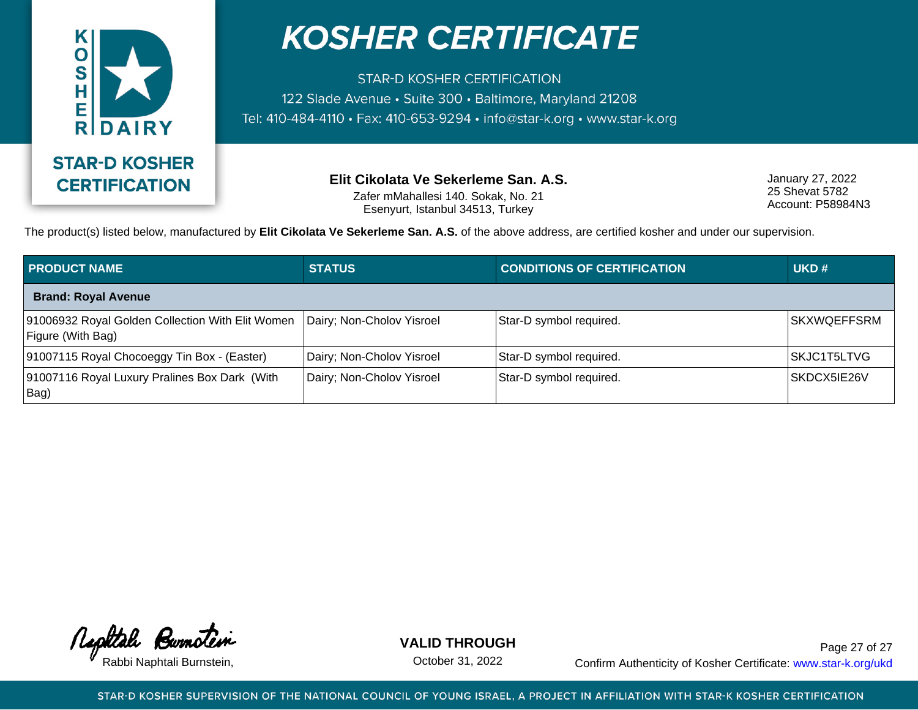# KOSHER CERTIFICATE

STAR-D KOSHER CERTIFICATION
122 Slade Avenue • Suite 300 • Baltimore, Maryland 21208
Tel: 410-484-4110 • Fax: 410-653-9294 • info@star-k.org • www.star-k.org

STAR-D KOSHER CERTIFICATION

**Elit Cikolata Ve Sekerleme San. A.S.**
Zafer mMahallesi 140. Sokak, No. 21
Esenyurt, Istanbul 34513, Turkey

January 27, 2022
25 Shevat 5782
Account: P58984N3

The product(s) listed below, manufactured by **Elit Cikolata Ve Sekerleme San. A.S.** of the above address, are certified kosher and under our supervision.

| PRODUCT NAME | STATUS | CONDITIONS OF CERTIFICATION | UKD # |
|---|---|---|---|
| **Brand: Royal Avenue** | | | |
| 91006932 Royal Golden Collection With Elit Women Figure (With Bag) | Dairy; Non-Cholov Yisroel | Star-D symbol required. | SKXWQEFFSRM |
| 91007115 Royal Chocoeggy Tin Box - (Easter) | Dairy; Non-Cholov Yisroel | Star-D symbol required. | SKJC1T5LTVG |
| 91007116 Royal Luxury Pralines Box Dark (With Bag) | Dairy; Non-Cholov Yisroel | Star-D symbol required. | SKDCX5IE26V |

Rabbi Naphtali Burnstein,

**VALID THROUGH**
October 31, 2022

Confirm Authenticity of Kosher Certificate: www.star-k.org/ukd

STAR-D KOSHER SUPERVISION OF THE NATIONAL COUNCIL OF YOUNG ISRAEL, A PROJECT IN AFFILIATION WITH STAR-K KOSHER CERTIFICATION